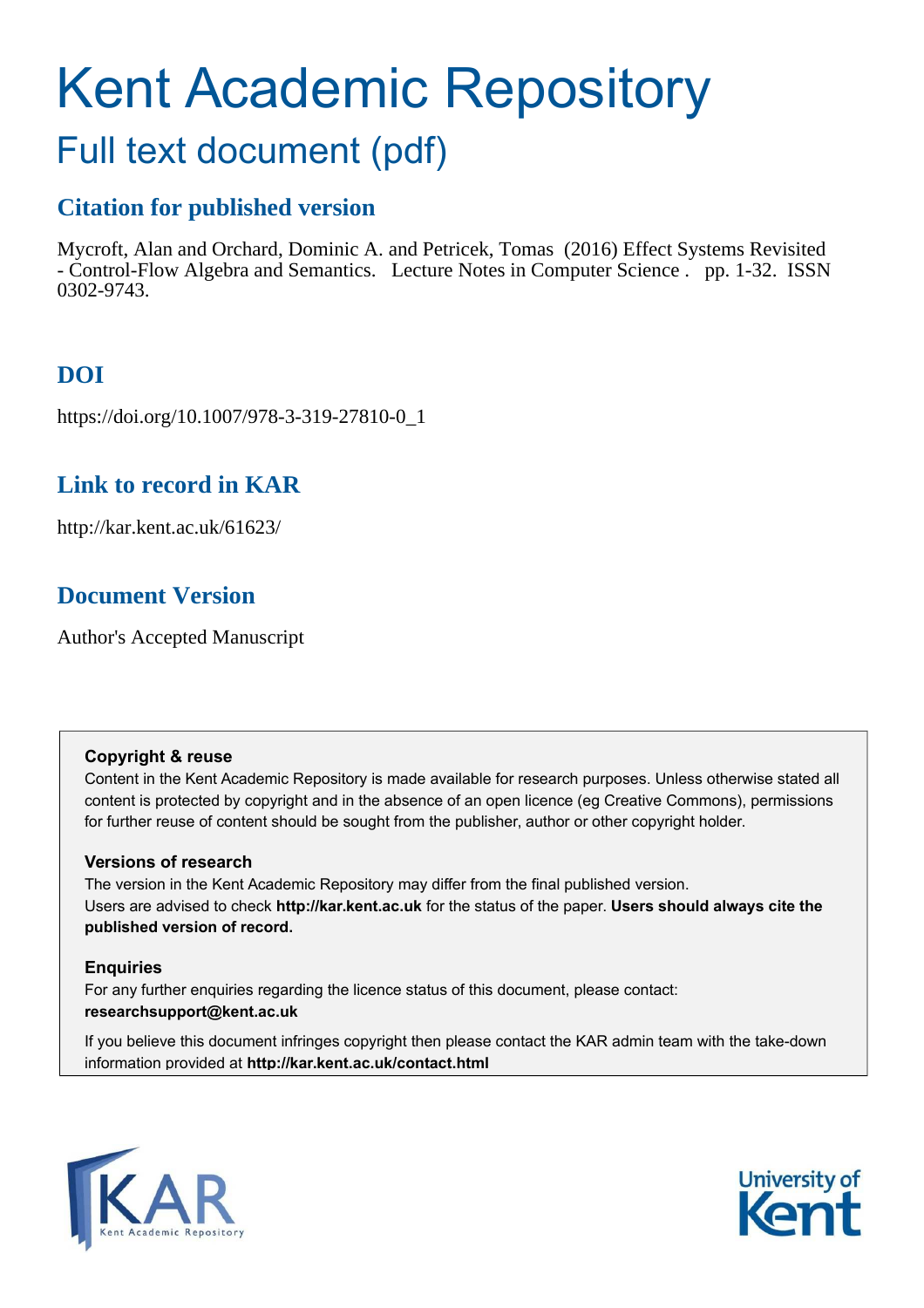# Kent Academic Repository

## Full text document (pdf)

### Citation for published version

Mycroft, Alan and Orchard, Dominic A. and Petricek, Tomas (2016) Effect Systems Revisited - Control-Flow Algebra and Semantics. Lecture Notes in Computer Science . pp. 1-32. ISSN 0302-9743.

### DOI

https://doi.org/10.1007/978-3-319-27810-0_1

### Link to record in KAR

http://kar.kent.ac.uk/61623/

### Document Version

Author's Accepted Manuscript

**Copyright & reuse**
Content in the Kent Academic Repository is made available for research purposes. Unless otherwise stated all content is protected by copyright and in the absence of an open licence (eg Creative Commons), permissions for further reuse of content should be sought from the publisher, author or other copyright holder.

**Versions of research**
The version in the Kent Academic Repository may differ from the final published version.
Users are advised to check **http://kar.kent.ac.uk** for the status of the paper. **Users should always cite the published version of record.**

**Enquiries**
For any further enquiries regarding the licence status of this document, please contact:
**researchsupport@kent.ac.uk**

If you believe this document infringes copyright then please contact the KAR admin team with the take-down information provided at **http://kar.kent.ac.uk/contact.html**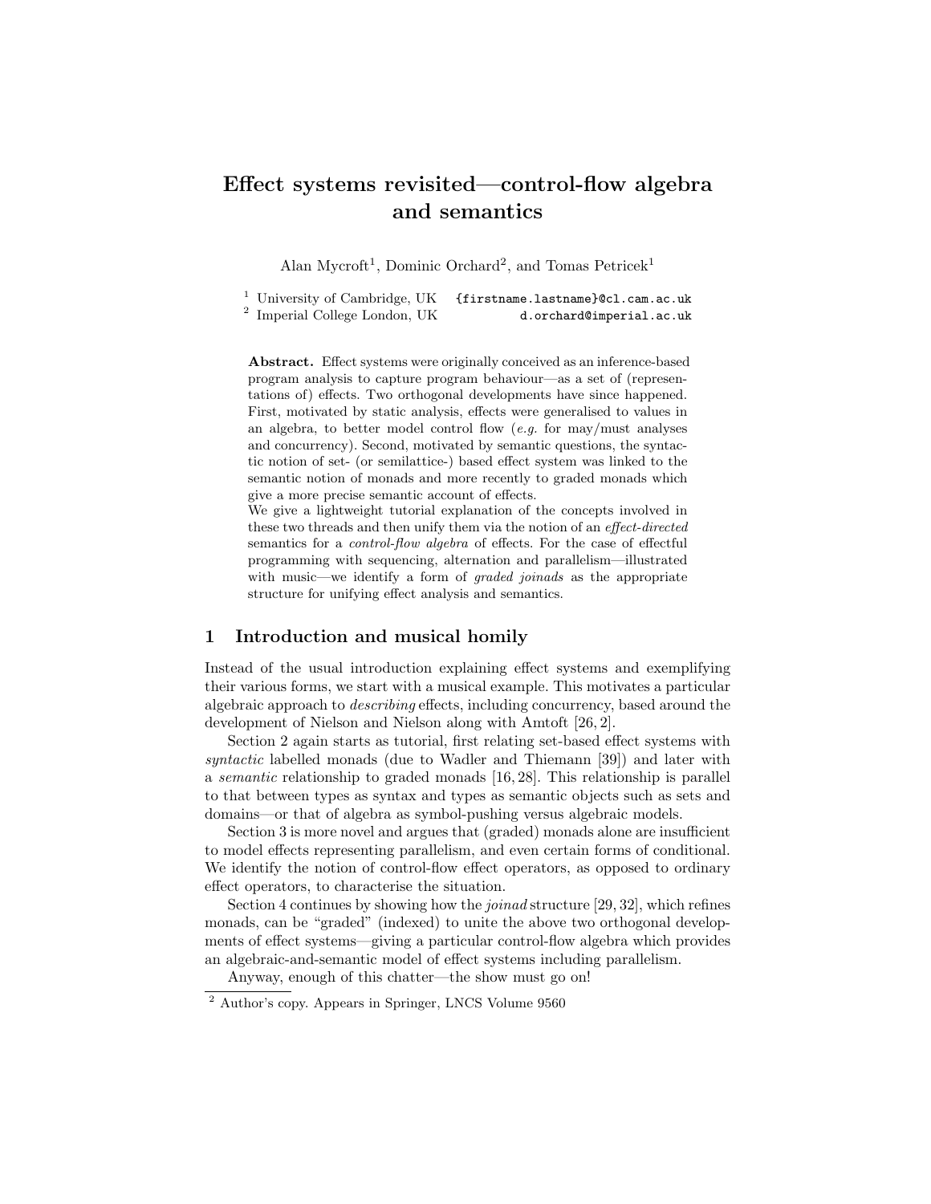# Effect systems revisited—control-flow algebra and semantics

Alan Mycroft[1], Dominic Orchard[2], and Tomas Petricek[1]

[1] University of Cambridge, UK `{firstname.lastname}@cl.cam.ac.uk`
[2] Imperial College London, UK `d.orchard@imperial.ac.uk`

**Abstract.** Effect systems were originally conceived as an inference-based program analysis to capture program behaviour—as a set of (representations of) effects. Two orthogonal developments have since happened. First, motivated by static analysis, effects were generalised to values in an algebra, to better model control flow (*e.g.* for may/must analyses and concurrency). Second, motivated by semantic questions, the syntactic notion of set- (or semilattice-) based effect system was linked to the semantic notion of monads and more recently to graded monads which give a more precise semantic account of effects.

We give a lightweight tutorial explanation of the concepts involved in these two threads and then unify them via the notion of an *effect-directed* semantics for a *control-flow algebra* of effects. For the case of effectful programming with sequencing, alternation and parallelism—illustrated with music—we identify a form of *graded joinads* as the appropriate structure for unifying effect analysis and semantics.

## 1 Introduction and musical homily

Instead of the usual introduction explaining effect systems and exemplifying their various forms, we start with a musical example. This motivates a particular algebraic approach to *describing* effects, including concurrency, based around the development of Nielson and Nielson along with Amtoft [26, 2].

Section 2 again starts as tutorial, first relating set-based effect systems with *syntactic* labelled monads (due to Wadler and Thiemann [39]) and later with a *semantic* relationship to graded monads [16, 28]. This relationship is parallel to that between types as syntax and types as semantic objects such as sets and domains—or that of algebra as symbol-pushing versus algebraic models.

Section 3 is more novel and argues that (graded) monads alone are insufficient to model effects representing parallelism, and even certain forms of conditional. We identify the notion of control-flow effect operators, as opposed to ordinary effect operators, to characterise the situation.

Section 4 continues by showing how the *joinad* structure [29, 32], which refines monads, can be "graded" (indexed) to unite the above two orthogonal developments of effect systems—giving a particular control-flow algebra which provides an algebraic-and-semantic model of effect systems including parallelism.

Anyway, enough of this chatter—the show must go on!

[2] Author's copy. Appears in Springer, LNCS Volume 9560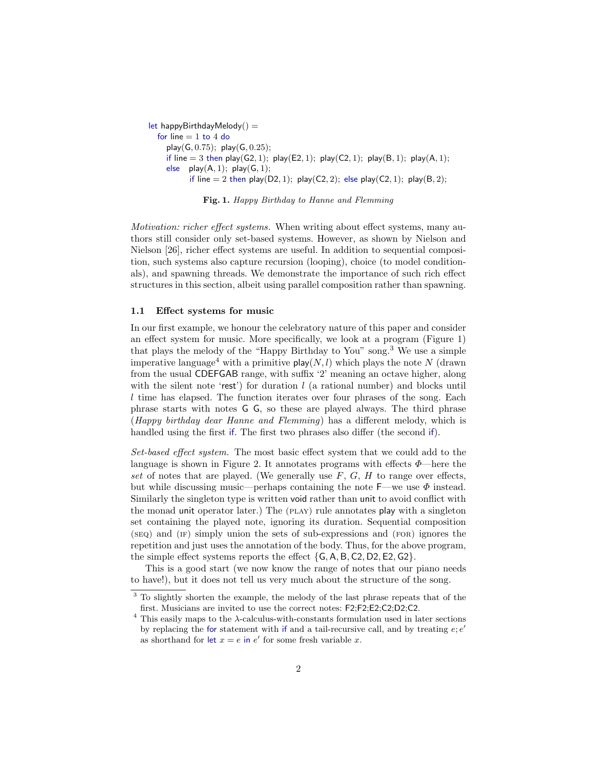```
let happyBirthdayMelody() =
  for line = 1 to 4 do
    play(G, 0.75); play(G, 0.25);
    if line = 3 then play(G2, 1); play(E2, 1); play(C2, 1); play(B, 1); play(A, 1);
    else  play(A, 1); play(G, 1);
          if line = 2 then play(D2, 1); play(C2, 2); else play(C2, 1); play(B, 2);
```

**Fig. 1.** *Happy Birthday to Hanne and Flemming*

*Motivation: richer effect systems.* When writing about effect systems, many authors still consider only set-based systems. However, as shown by Nielson and Nielson [26], richer effect systems are useful. In addition to sequential composition, such systems also capture recursion (looping), choice (to model conditionals), and spawning threads. We demonstrate the importance of such rich effect structures in this section, albeit using parallel composition rather than spawning.

### 1.1 Effect systems for music

In our first example, we honour the celebratory nature of this paper and consider an effect system for music. More specifically, we look at a program (Figure 1) that plays the melody of the "Happy Birthday to You" song.[3] We use a simple imperative language[4] with a primitive play$(N, l)$ which plays the note $N$ (drawn from the usual CDEFGAB range, with suffix '2' meaning an octave higher, along with the silent note 'rest') for duration $l$ (a rational number) and blocks until $l$ time has elapsed. The function iterates over four phrases of the song. Each phrase starts with notes G G, so these are played always. The third phrase (*Happy birthday dear Hanne and Flemming*) has a different melody, which is handled using the first if. The first two phrases also differ (the second if).

*Set-based effect system.* The most basic effect system that we could add to the language is shown in Figure 2. It annotates programs with effects $\Phi$—here the *set* of notes that are played. (We generally use $F$, $G$, $H$ to range over effects, but while discussing music—perhaps containing the note F—we use $\Phi$ instead. Similarly the singleton type is written void rather than unit to avoid conflict with the monad unit operator later.) The (PLAY) rule annotates play with a singleton set containing the played note, ignoring its duration. Sequential composition (SEQ) and (IF) simply union the sets of sub-expressions and (FOR) ignores the repetition and just uses the annotation of the body. Thus, for the above program, the simple effect systems reports the effect $\{\mathsf{G}, \mathsf{A}, \mathsf{B}, \mathsf{C2}, \mathsf{D2}, \mathsf{E2}, \mathsf{G2}\}$.

This is a good start (we now know the range of notes that our piano needs to have!), but it does not tell us very much about the structure of the song.

[3] To slightly shorten the example, the melody of the last phrase repeats that of the first. Musicians are invited to use the correct notes: F2;F2;E2;C2;D2;C2.

[4] This easily maps to the λ-calculus-with-constants formulation used in later sections by replacing the for statement with if and a tail-recursive call, and by treating $e; e'$ as shorthand for let $x = e$ in $e'$ for some fresh variable $x$.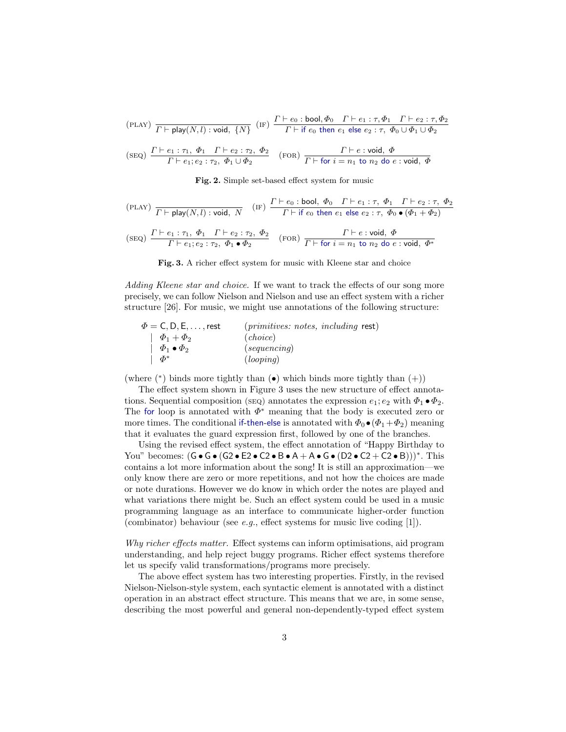$$\text{(PLAY)}\ \frac{}{\Gamma \vdash \mathsf{play}(N,l) : \mathsf{void},\ \{N\}} \quad \text{(IF)}\ \frac{\Gamma \vdash e_0 : \mathsf{bool}, \Phi_0 \quad \Gamma \vdash e_1 : \tau, \Phi_1 \quad \Gamma \vdash e_2 : \tau, \Phi_2}{\Gamma \vdash \mathbf{if}\ e_0\ \mathbf{then}\ e_1\ \mathbf{else}\ e_2 : \tau,\ \Phi_0 \cup \Phi_1 \cup \Phi_2}$$

$$\text{(SEQ)}\ \frac{\Gamma \vdash e_1 : \tau_1,\ \Phi_1 \quad \Gamma \vdash e_2 : \tau_2,\ \Phi_2}{\Gamma \vdash e_1; e_2 : \tau_2,\ \Phi_1 \cup \Phi_2} \quad \text{(FOR)}\ \frac{\Gamma \vdash e : \mathsf{void},\ \Phi}{\Gamma \vdash \mathbf{for}\ i = n_1\ \mathbf{to}\ n_2\ \mathbf{do}\ e : \mathsf{void},\ \Phi}$$

**Fig. 2.** Simple set-based effect system for music

$$\text{(PLAY)}\ \frac{}{\Gamma \vdash \mathsf{play}(N,l) : \mathsf{void},\ N} \quad \text{(IF)}\ \frac{\Gamma \vdash e_0 : \mathsf{bool},\ \Phi_0 \quad \Gamma \vdash e_1 : \tau,\ \Phi_1 \quad \Gamma \vdash e_2 : \tau,\ \Phi_2}{\Gamma \vdash \mathbf{if}\ e_0\ \mathbf{then}\ e_1\ \mathbf{else}\ e_2 : \tau,\ \Phi_0 \bullet (\Phi_1 + \Phi_2)}$$

$$\text{(SEQ)}\ \frac{\Gamma \vdash e_1 : \tau_1,\ \Phi_1 \quad \Gamma \vdash e_2 : \tau_2,\ \Phi_2}{\Gamma \vdash e_1; e_2 : \tau_2,\ \Phi_1 \bullet \Phi_2} \quad \text{(FOR)}\ \frac{\Gamma \vdash e : \mathsf{void},\ \Phi}{\Gamma \vdash \mathbf{for}\ i = n_1\ \mathbf{to}\ n_2\ \mathbf{do}\ e : \mathsf{void},\ \Phi^*}$$

**Fig. 3.** A richer effect system for music with Kleene star and choice

*Adding Kleene star and choice.* If we want to track the effects of our song more precisely, we can follow Nielson and Nielson and use an effect system with a richer structure [26]. For music, we might use annotations of the following structure:

$$
\begin{array}{lll}
\Phi = \mathsf{C}, \mathsf{D}, \mathsf{E}, \ldots, \mathsf{rest} & & (\textit{primitives: notes, including } \mathsf{rest}) \\
\quad \mid\ \Phi_1 + \Phi_2 & & (\textit{choice}) \\
\quad \mid\ \Phi_1 \bullet \Phi_2 & & (\textit{sequencing}) \\
\quad \mid\ \Phi^* & & (\textit{looping})
\end{array}
$$

(where ($^*$) binds more tightly than ($\bullet$) which binds more tightly than ($+$))

The effect system shown in Figure 3 uses the new structure of effect annotations. Sequential composition (SEQ) annotates the expression $e_1; e_2$ with $\Phi_1 \bullet \Phi_2$. The for loop is annotated with $\Phi^*$ meaning that the body is executed zero or more times. The conditional if-then-else is annotated with $\Phi_0 \bullet (\Phi_1 + \Phi_2)$ meaning that it evaluates the guard expression first, followed by one of the branches.

Using the revised effect system, the effect annotation of "Happy Birthday to You" becomes: $(\mathsf{G} \bullet \mathsf{G} \bullet (\mathsf{G2} \bullet \mathsf{E2} \bullet \mathsf{C2} \bullet \mathsf{B} \bullet \mathsf{A} + \mathsf{A} \bullet \mathsf{G} \bullet (\mathsf{D2} \bullet \mathsf{C2} + \mathsf{C2} \bullet \mathsf{B})))^*$. This contains a lot more information about the song! It is still an approximation—we only know there are zero or more repetitions, and not how the choices are made or note durations. However we do know in which order the notes are played and what variations there might be. Such an effect system could be used in a music programming language as an interface to communicate higher-order function (combinator) behaviour (see *e.g.*, effect systems for music live coding [1]).

*Why richer effects matter.* Effect systems can inform optimisations, aid program understanding, and help reject buggy programs. Richer effect systems therefore let us specify valid transformations/programs more precisely.

The above effect system has two interesting properties. Firstly, in the revised Nielson-Nielson-style system, each syntactic element is annotated with a distinct operation in an abstract effect structure. This means that we are, in some sense, describing the most powerful and general non-dependently-typed effect system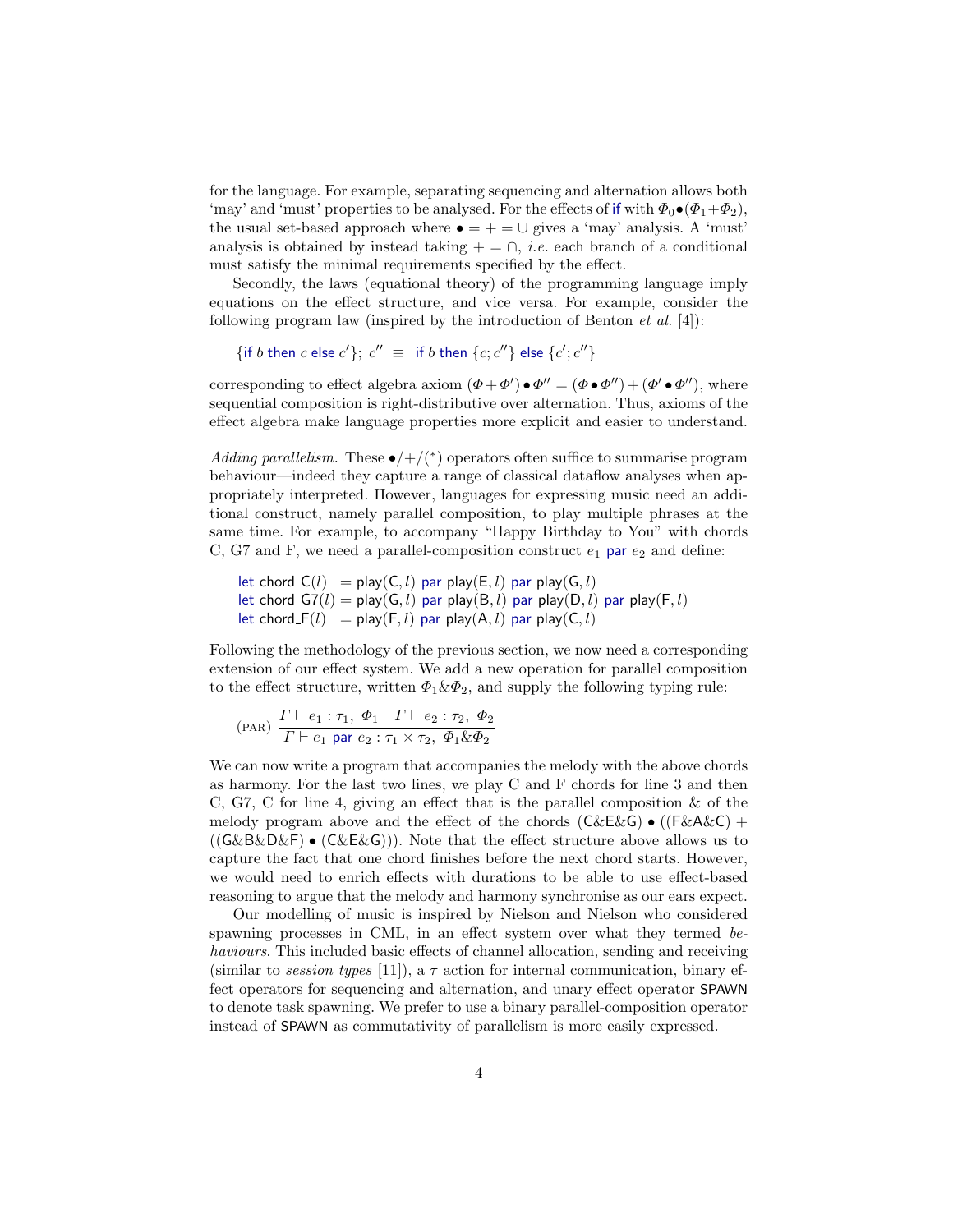for the language. For example, separating sequencing and alternation allows both 'may' and 'must' properties to be analysed. For the effects of if with $\Phi_0 \bullet (\Phi_1 + \Phi_2)$, the usual set-based approach where $\bullet = + = \cup$ gives a 'may' analysis. A 'must' analysis is obtained by instead taking $+ = \cap$, *i.e.* each branch of a conditional must satisfy the minimal requirements specified by the effect.

Secondly, the laws (equational theory) of the programming language imply equations on the effect structure, and vice versa. For example, consider the following program law (inspired by the introduction of Benton *et al.* [4]):

$$\{\text{if } b \text{ then } c \text{ else } c'\};\ c'' \ \equiv\ \text{if } b \text{ then } \{c; c''\} \text{ else } \{c'; c''\}$$

corresponding to effect algebra axiom $(\Phi + \Phi') \bullet \Phi'' = (\Phi \bullet \Phi'') + (\Phi' \bullet \Phi'')$, where sequential composition is right-distributive over alternation. Thus, axioms of the effect algebra make language properties more explicit and easier to understand.

*Adding parallelism.* These $\bullet/+/(^*)$ operators often suffice to summarise program behaviour—indeed they capture a range of classical dataflow analyses when appropriately interpreted. However, languages for expressing music need an additional construct, namely parallel composition, to play multiple phrases at the same time. For example, to accompany "Happy Birthday to You" with chords C, G7 and F, we need a parallel-composition construct $e_1$ par $e_2$ and define:

```
let chord_C(l)  = play(C, l) par play(E, l) par play(G, l)
let chord_G7(l) = play(G, l) par play(B, l) par play(D, l) par play(F, l)
let chord_F(l)  = play(F, l) par play(A, l) par play(C, l)
```

Following the methodology of the previous section, we now need a corresponding extension of our effect system. We add a new operation for parallel composition to the effect structure, written $\Phi_1 \& \Phi_2$, and supply the following typing rule:

$$(\text{PAR})\ \frac{\Gamma \vdash e_1 : \tau_1,\ \Phi_1 \quad \Gamma \vdash e_2 : \tau_2,\ \Phi_2}{\Gamma \vdash e_1 \text{ par } e_2 : \tau_1 \times \tau_2,\ \Phi_1 \& \Phi_2}$$

We can now write a program that accompanies the melody with the above chords as harmony. For the last two lines, we play C and F chords for line 3 and then C, G7, C for line 4, giving an effect that is the parallel composition & of the melody program above and the effect of the chords $(\mathsf{C}\&\mathsf{E}\&\mathsf{G}) \bullet ((\mathsf{F}\&\mathsf{A}\&\mathsf{C}) + ((\mathsf{G}\&\mathsf{B}\&\mathsf{D}\&\mathsf{F}) \bullet (\mathsf{C}\&\mathsf{E}\&\mathsf{G})))$. Note that the effect structure above allows us to capture the fact that one chord finishes before the next chord starts. However, we would need to enrich effects with durations to be able to use effect-based reasoning to argue that the melody and harmony synchronise as our ears expect.

Our modelling of music is inspired by Nielson and Nielson who considered spawning processes in CML, in an effect system over what they termed *behaviours*. This included basic effects of channel allocation, sending and receiving (similar to *session types* [11]), a $\tau$ action for internal communication, binary effect operators for sequencing and alternation, and unary effect operator SPAWN to denote task spawning. We prefer to use a binary parallel-composition operator instead of SPAWN as commutativity of parallelism is more easily expressed.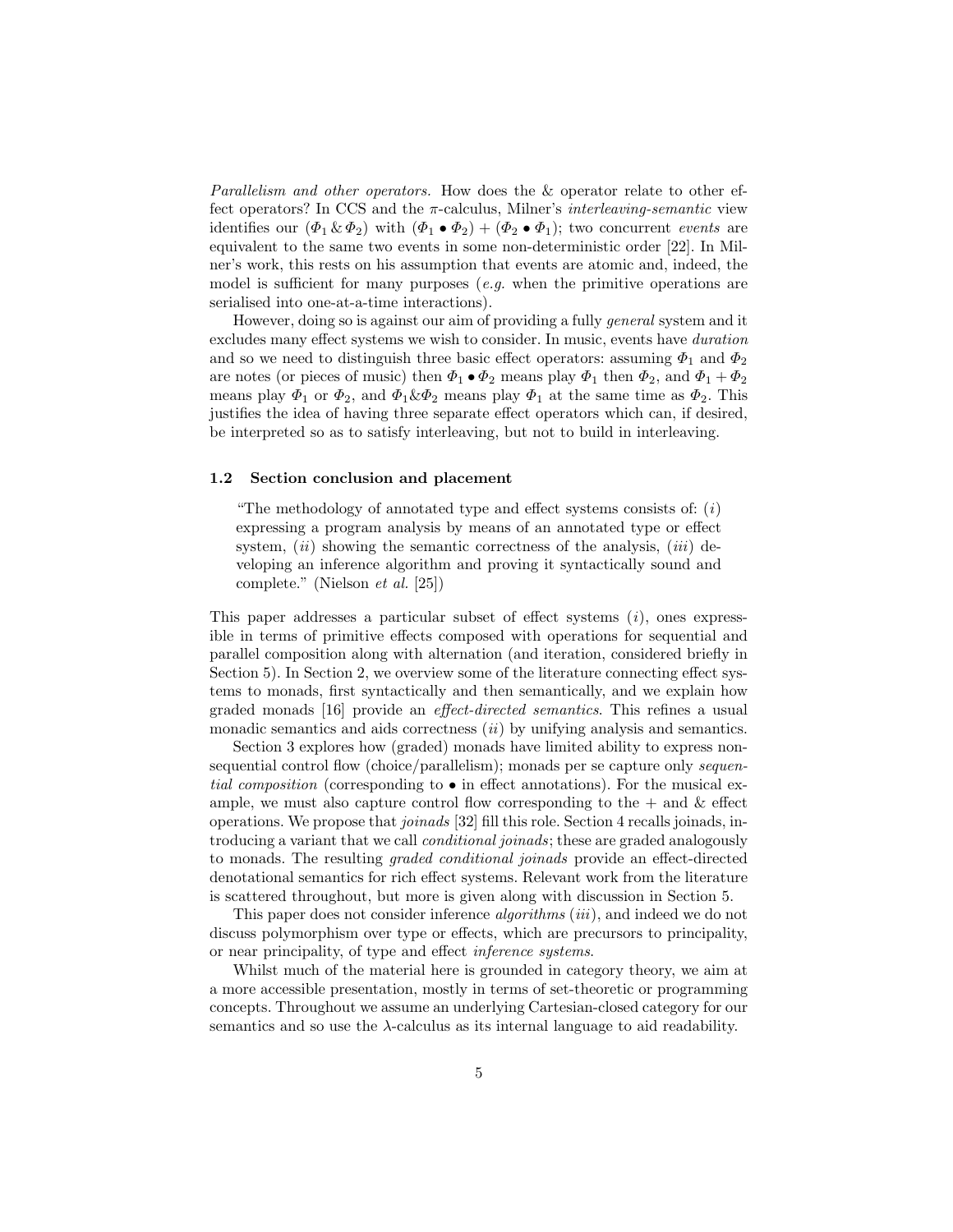*Parallelism and other operators.* How does the & operator relate to other effect operators? In CCS and the $\pi$-calculus, Milner's *interleaving-semantic* view identifies our $(\Phi_1 \mathbin{\&} \Phi_2)$ with $(\Phi_1 \bullet \Phi_2) + (\Phi_2 \bullet \Phi_1)$; two concurrent *events* are equivalent to the same two events in some non-deterministic order [22]. In Milner's work, this rests on his assumption that events are atomic and, indeed, the model is sufficient for many purposes (*e.g.* when the primitive operations are serialised into one-at-a-time interactions).

However, doing so is against our aim of providing a fully *general* system and it excludes many effect systems we wish to consider. In music, events have *duration* and so we need to distinguish three basic effect operators: assuming $\Phi_1$ and $\Phi_2$ are notes (or pieces of music) then $\Phi_1 \bullet \Phi_2$ means play $\Phi_1$ then $\Phi_2$, and $\Phi_1 + \Phi_2$ means play $\Phi_1$ or $\Phi_2$, and $\Phi_1 \& \Phi_2$ means play $\Phi_1$ at the same time as $\Phi_2$. This justifies the idea of having three separate effect operators which can, if desired, be interpreted so as to satisfy interleaving, but not to build in interleaving.

### 1.2 Section conclusion and placement

> "The methodology of annotated type and effect systems consists of: (*i*) expressing a program analysis by means of an annotated type or effect system, (*ii*) showing the semantic correctness of the analysis, (*iii*) developing an inference algorithm and proving it syntactically sound and complete." (Nielson *et al.* [25])

This paper addresses a particular subset of effect systems (*i*), ones expressible in terms of primitive effects composed with operations for sequential and parallel composition along with alternation (and iteration, considered briefly in Section 5). In Section 2, we overview some of the literature connecting effect systems to monads, first syntactically and then semantically, and we explain how graded monads [16] provide an *effect-directed semantics*. This refines a usual monadic semantics and aids correctness (*ii*) by unifying analysis and semantics.

Section 3 explores how (graded) monads have limited ability to express non-sequential control flow (choice/parallelism); monads per se capture only *sequential composition* (corresponding to $\bullet$ in effect annotations). For the musical example, we must also capture control flow corresponding to the $+$ and & effect operations. We propose that *joinads* [32] fill this role. Section 4 recalls joinads, introducing a variant that we call *conditional joinads*; these are graded analogously to monads. The resulting *graded conditional joinads* provide an effect-directed denotational semantics for rich effect systems. Relevant work from the literature is scattered throughout, but more is given along with discussion in Section 5.

This paper does not consider inference *algorithms* (*iii*), and indeed we do not discuss polymorphism over type or effects, which are precursors to principality, or near principality, of type and effect *inference systems*.

Whilst much of the material here is grounded in category theory, we aim at a more accessible presentation, mostly in terms of set-theoretic or programming concepts. Throughout we assume an underlying Cartesian-closed category for our semantics and so use the $\lambda$-calculus as its internal language to aid readability.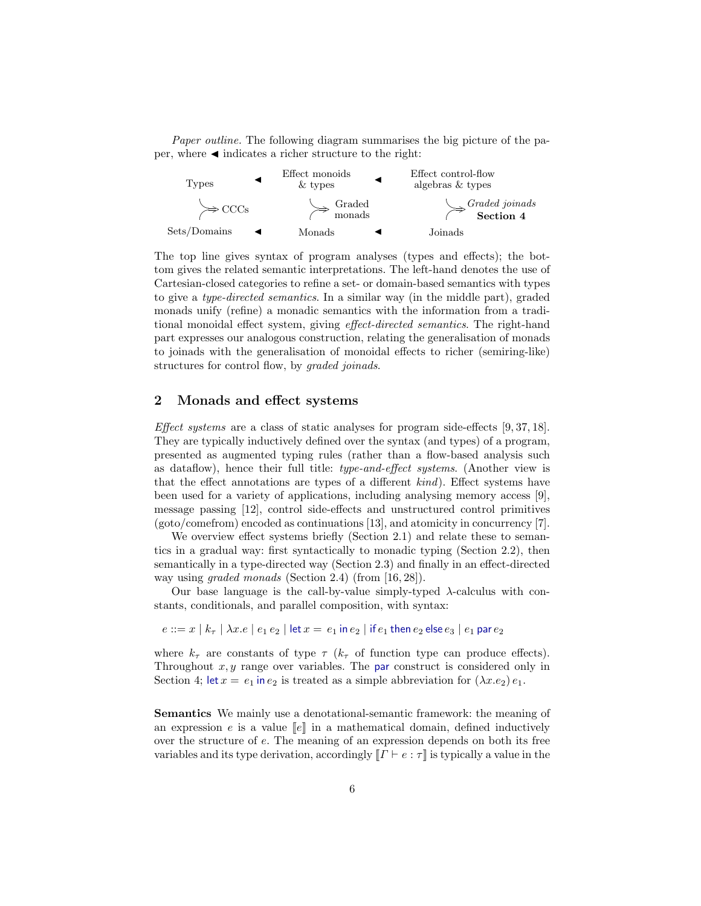*Paper outline.* The following diagram summarises the big picture of the paper, where ◀ indicates a richer structure to the right:

| Types | ◀ | Effect monoids & types | ◀ | Effect control-flow algebras & types |
|---|---|---|---|---|
| ⇝ CCCs | | ⇝ Graded monads | | ⇝ *Graded joinads* **Section 4** |
| Sets/Domains | ◀ | Monads | ◀ | Joinads |

The top line gives syntax of program analyses (types and effects); the bottom gives the related semantic interpretations. The left-hand denotes the use of Cartesian-closed categories to refine a set- or domain-based semantics with types to give a *type-directed semantics*. In a similar way (in the middle part), graded monads unify (refine) a monadic semantics with the information from a traditional monoidal effect system, giving *effect-directed semantics*. The right-hand part expresses our analogous construction, relating the generalisation of monads to joinads with the generalisation of monoidal effects to richer (semiring-like) structures for control flow, by *graded joinads*.

## 2 Monads and effect systems

*Effect systems* are a class of static analyses for program side-effects [9, 37, 18]. They are typically inductively defined over the syntax (and types) of a program, presented as augmented typing rules (rather than a flow-based analysis such as dataflow), hence their full title: *type-and-effect systems*. (Another view is that the effect annotations are types of a different *kind*). Effect systems have been used for a variety of applications, including analysing memory access [9], message passing [12], control side-effects and unstructured control primitives (goto/comefrom) encoded as continuations [13], and atomicity in concurrency [7].

We overview effect systems briefly (Section 2.1) and relate these to semantics in a gradual way: first syntactically to monadic typing (Section 2.2), then semantically in a type-directed way (Section 2.3) and finally in an effect-directed way using *graded monads* (Section 2.4) (from [16, 28]).

Our base language is the call-by-value simply-typed $\lambda$-calculus with constants, conditionals, and parallel composition, with syntax:

$$e ::= x \mid k_\tau \mid \lambda x.e \mid e_1\, e_2 \mid \mathsf{let}\, x = \, e_1 \,\mathsf{in}\, e_2 \mid \mathsf{if}\, e_1 \,\mathsf{then}\, e_2 \,\mathsf{else}\, e_3 \mid e_1 \,\mathsf{par}\, e_2$$

where $k_\tau$ are constants of type $\tau$ ($k_\tau$ of function type can produce effects). Throughout $x, y$ range over variables. The $\mathsf{par}$ construct is considered only in Section 4; $\mathsf{let}\, x = \, e_1 \,\mathsf{in}\, e_2$ is treated as a simple abbreviation for $(\lambda x.e_2)\, e_1$.

**Semantics** We mainly use a denotational-semantic framework: the meaning of an expression $e$ is a value $[\![e]\!]$ in a mathematical domain, defined inductively over the structure of $e$. The meaning of an expression depends on both its free variables and its type derivation, accordingly $[\![\Gamma \vdash e : \tau]\!]$ is typically a value in the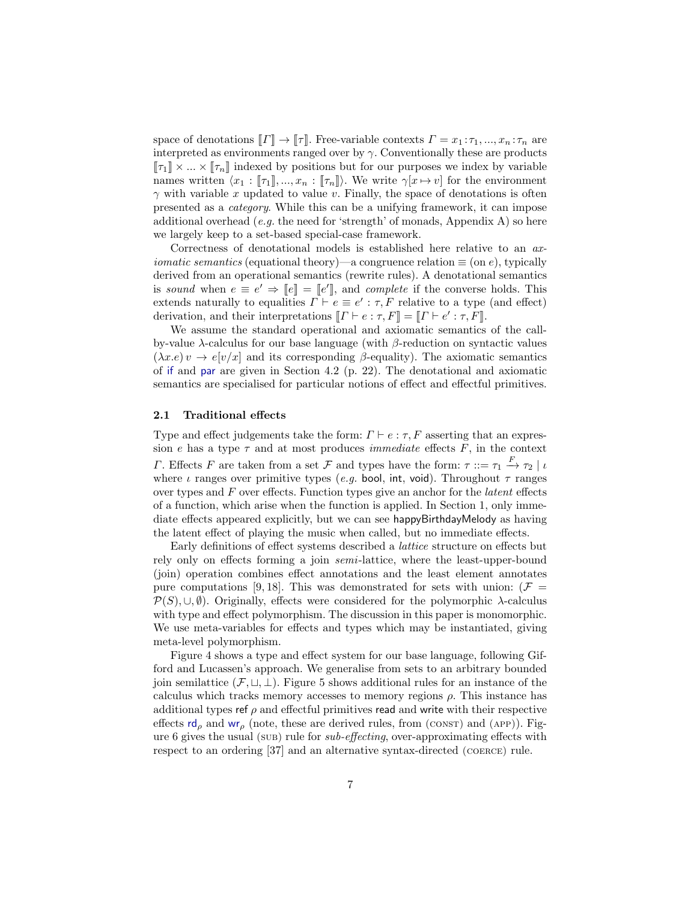space of denotations $[\![\Gamma]\!] \rightarrow [\![\tau]\!]$. Free-variable contexts $\Gamma = x_1 : \tau_1, ..., x_n : \tau_n$ are interpreted as environments ranged over by $\gamma$. Conventionally these are products $[\![\tau_1]\!] \times ... \times [\![\tau_n]\!]$ indexed by positions but for our purposes we index by variable names written $\langle x_1 : [\![\tau_1]\!], ..., x_n : [\![\tau_n]\!]\rangle$. We write $\gamma[x \mapsto v]$ for the environment $\gamma$ with variable $x$ updated to value $v$. Finally, the space of denotations is often presented as a *category*. While this can be a unifying framework, it can impose additional overhead (*e.g.* the need for 'strength' of monads, Appendix A) so here we largely keep to a set-based special-case framework.

Correctness of denotational models is established here relative to an *axiomatic semantics* (equational theory)—a congruence relation $\equiv$ (on $e$), typically derived from an operational semantics (rewrite rules). A denotational semantics is *sound* when $e \equiv e' \Rightarrow [\![e]\!] = [\![e']\!]$, and *complete* if the converse holds. This extends naturally to equalities $\Gamma \vdash e \equiv e' : \tau, F$ relative to a type (and effect) derivation, and their interpretations $[\![\Gamma \vdash e : \tau, F]\!] = [\![\Gamma \vdash e' : \tau, F]\!]$.

We assume the standard operational and axiomatic semantics of the call-by-value $\lambda$-calculus for our base language (with $\beta$-reduction on syntactic values $(\lambda x.e)\, v \rightarrow e[v/x]$ and its corresponding $\beta$-equality). The axiomatic semantics of if and par are given in Section 4.2 (p. 22). The denotational and axiomatic semantics are specialised for particular notions of effect and effectful primitives.

### 2.1 Traditional effects

Type and effect judgements take the form: $\Gamma \vdash e : \tau, F$ asserting that an expression $e$ has a type $\tau$ and at most produces *immediate* effects $F$, in the context $\Gamma$. Effects $F$ are taken from a set $\mathcal{F}$ and types have the form: $\tau ::= \tau_1 \xrightarrow{F} \tau_2 \mid \iota$ where $\iota$ ranges over primitive types (*e.g.* bool, int, void). Throughout $\tau$ ranges over types and $F$ over effects. Function types give an anchor for the *latent* effects of a function, which arise when the function is applied. In Section 1, only immediate effects appeared explicitly, but we can see happyBirthdayMelody as having the latent effect of playing the music when called, but no immediate effects.

Early definitions of effect systems described a *lattice* structure on effects but rely only on effects forming a join *semi*-lattice, where the least-upper-bound (join) operation combines effect annotations and the least element annotates pure computations [9, 18]. This was demonstrated for sets with union: $(\mathcal{F} = \mathcal{P}(S), \cup, \emptyset)$. Originally, effects were considered for the polymorphic $\lambda$-calculus with type and effect polymorphism. The discussion in this paper is monomorphic. We use meta-variables for effects and types which may be instantiated, giving meta-level polymorphism.

Figure 4 shows a type and effect system for our base language, following Gifford and Lucassen's approach. We generalise from sets to an arbitrary bounded join semilattice $(\mathcal{F}, \sqcup, \bot)$. Figure 5 shows additional rules for an instance of the calculus which tracks memory accesses to memory regions $\rho$. This instance has additional types ref $\rho$ and effectful primitives read and write with their respective effects $\mathsf{rd}_\rho$ and $\mathsf{wr}_\rho$ (note, these are derived rules, from (CONST) and (APP)). Figure 6 gives the usual (SUB) rule for *sub-effecting*, over-approximating effects with respect to an ordering [37] and an alternative syntax-directed (COERCE) rule.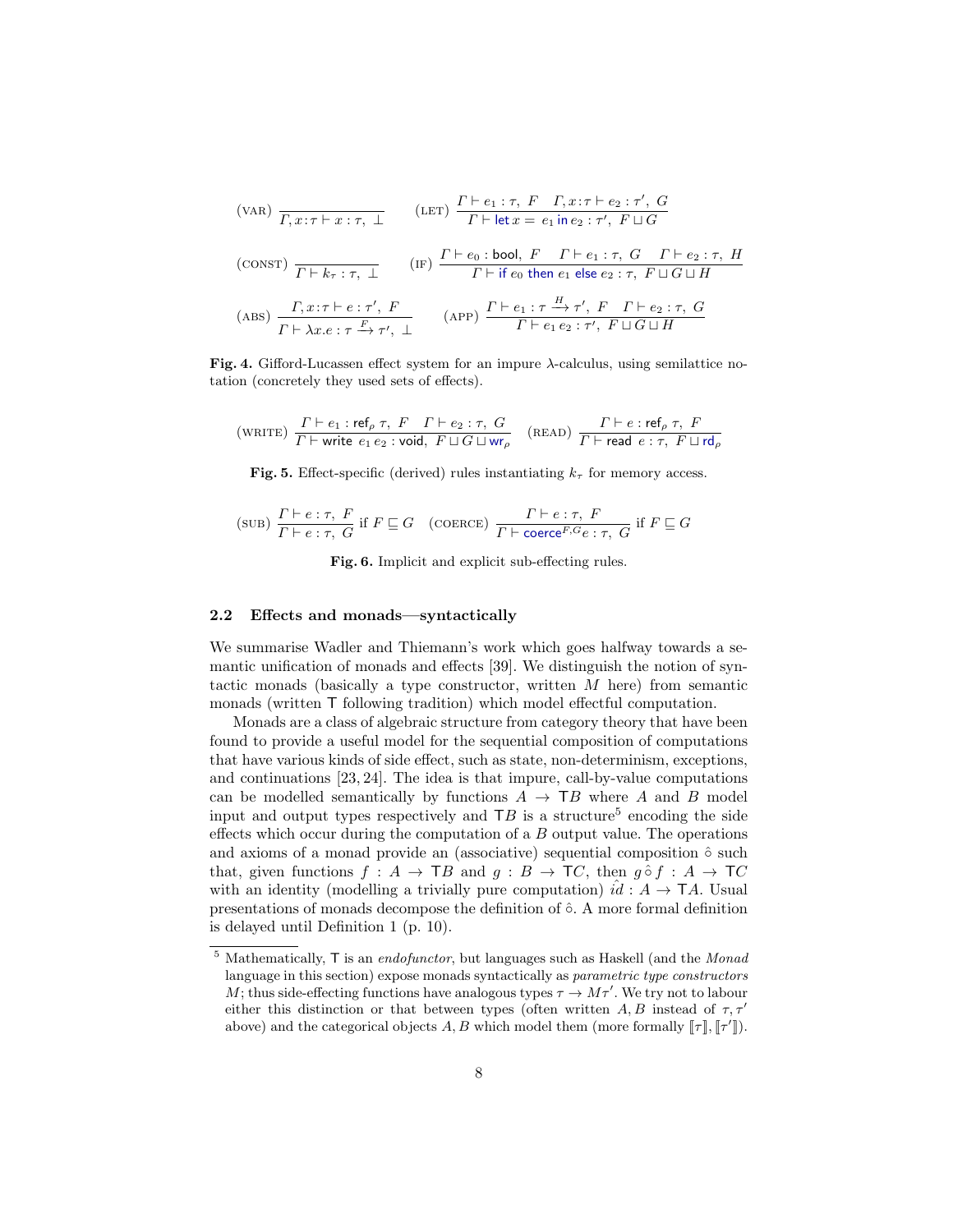$$\text{(VAR)}\ \frac{}{\Gamma, x\!:\!\tau \vdash x : \tau,\ \bot} \qquad \text{(LET)}\ \frac{\Gamma \vdash e_1 : \tau,\ F \quad \Gamma, x\!:\!\tau \vdash e_2 : \tau',\ G}{\Gamma \vdash \mathsf{let}\, x = e_1\, \mathsf{in}\, e_2 : \tau',\ F \sqcup G}$$

$$\text{(CONST)}\ \frac{}{\Gamma \vdash k_\tau : \tau,\ \bot} \qquad \text{(IF)}\ \frac{\Gamma \vdash e_0 : \mathsf{bool},\ F \quad \Gamma \vdash e_1 : \tau,\ G \quad \Gamma \vdash e_2 : \tau,\ H}{\Gamma \vdash \mathsf{if}\ e_0\ \mathsf{then}\ e_1\ \mathsf{else}\ e_2 : \tau,\ F \sqcup G \sqcup H}$$

$$\text{(ABS)}\ \frac{\Gamma, x\!:\!\tau \vdash e : \tau',\ F}{\Gamma \vdash \lambda x.e : \tau \xrightarrow{F} \tau',\ \bot} \qquad \text{(APP)}\ \frac{\Gamma \vdash e_1 : \tau \xrightarrow{H} \tau',\ F \quad \Gamma \vdash e_2 : \tau,\ G}{\Gamma \vdash e_1\, e_2 : \tau',\ F \sqcup G \sqcup H}$$

**Fig. 4.** Gifford-Lucassen effect system for an impure λ-calculus, using semilattice notation (concretely they used sets of effects).

$$\text{(WRITE)}\ \frac{\Gamma \vdash e_1 : \mathsf{ref}_\rho\ \tau,\ F \quad \Gamma \vdash e_2 : \tau,\ G}{\Gamma \vdash \mathsf{write}\ e_1\, e_2 : \mathsf{void},\ F \sqcup G \sqcup \mathsf{wr}_\rho} \qquad \text{(READ)}\ \frac{\Gamma \vdash e : \mathsf{ref}_\rho\ \tau,\ F}{\Gamma \vdash \mathsf{read}\ e : \tau,\ F \sqcup \mathsf{rd}_\rho}$$

**Fig. 5.** Effect-specific (derived) rules instantiating $k_\tau$ for memory access.

$$\text{(SUB)}\ \frac{\Gamma \vdash e : \tau,\ F}{\Gamma \vdash e : \tau,\ G}\ \text{if } F \sqsubseteq G \qquad \text{(COERCE)}\ \frac{\Gamma \vdash e : \tau,\ F}{\Gamma \vdash \mathsf{coerce}^{F,G} e : \tau,\ G}\ \text{if } F \sqsubseteq G$$

**Fig. 6.** Implicit and explicit sub-effecting rules.

### 2.2 Effects and monads—syntactically

We summarise Wadler and Thiemann's work which goes halfway towards a semantic unification of monads and effects [39]. We distinguish the notion of syntactic monads (basically a type constructor, written $M$ here) from semantic monads (written $\mathsf{T}$ following tradition) which model effectful computation.

Monads are a class of algebraic structure from category theory that have been found to provide a useful model for the sequential composition of computations that have various kinds of side effect, such as state, non-determinism, exceptions, and continuations [23, 24]. The idea is that impure, call-by-value computations can be modelled semantically by functions $A \to \mathsf{T}B$ where $A$ and $B$ model input and output types respectively and $\mathsf{T}B$ is a structure[5] encoding the side effects which occur during the computation of a $B$ output value. The operations and axioms of a monad provide an (associative) sequential composition $\hat{\circ}$ such that, given functions $f : A \to \mathsf{T}B$ and $g : B \to \mathsf{T}C$, then $g \,\hat{\circ}\, f : A \to \mathsf{T}C$ with an identity (modelling a trivially pure computation) $\hat{id} : A \to \mathsf{T}A$. Usual presentations of monads decompose the definition of $\hat{\circ}$. A more formal definition is delayed until Definition 1 (p. 10).

[5] Mathematically, $\mathsf{T}$ is an *endofunctor*, but languages such as Haskell (and the *Monad* language in this section) expose monads syntactically as *parametric type constructors* $M$; thus side-effecting functions have analogous types $\tau \to M\tau'$. We try not to labour either this distinction or that between types (often written $A, B$ instead of $\tau, \tau'$ above) and the categorical objects $A, B$ which model them (more formally $[\![\tau]\!], [\![\tau']\!]$).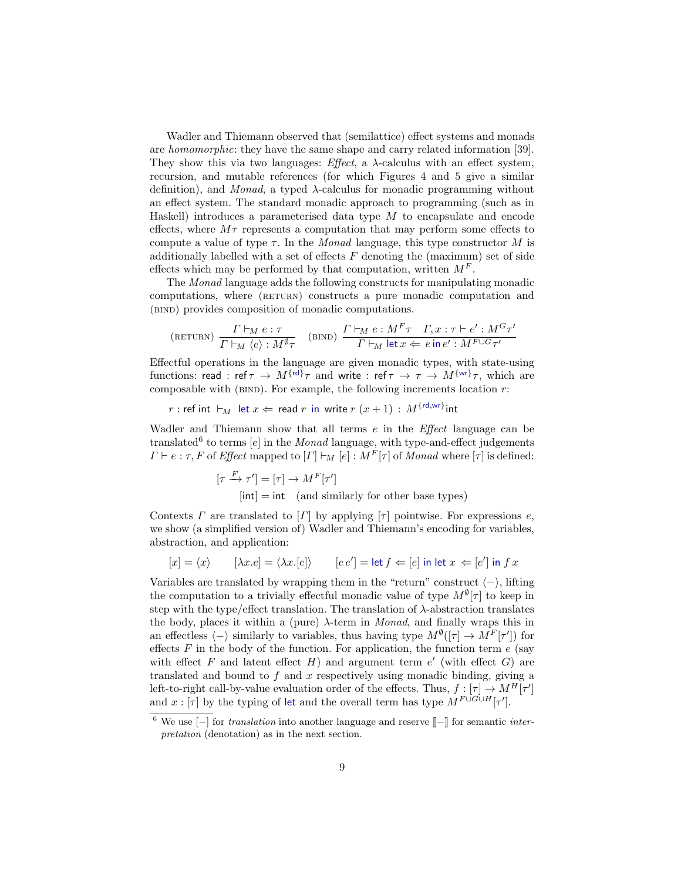Wadler and Thiemann observed that (semilattice) effect systems and monads are *homomorphic*: they have the same shape and carry related information [39]. They show this via two languages: *Effect*, a $\lambda$-calculus with an effect system, recursion, and mutable references (for which Figures 4 and 5 give a similar definition), and *Monad*, a typed $\lambda$-calculus for monadic programming without an effect system. The standard monadic approach to programming (such as in Haskell) introduces a parameterised data type $M$ to encapsulate and encode effects, where $M\tau$ represents a computation that may perform some effects to compute a value of type $\tau$. In the *Monad* language, this type constructor $M$ is additionally labelled with a set of effects $F$ denoting the (maximum) set of side effects which may be performed by that computation, written $M^F$.

The *Monad* language adds the following constructs for manipulating monadic computations, where (RETURN) constructs a pure monadic computation and (BIND) provides composition of monadic computations.

$$\text{(RETURN)}\ \frac{\Gamma \vdash_M e : \tau}{\Gamma \vdash_M \langle e \rangle : M^{\emptyset}\tau} \quad \text{(BIND)}\ \frac{\Gamma \vdash_M e : M^F\tau \quad \Gamma, x : \tau \vdash e' : M^G\tau'}{\Gamma \vdash_M \mathsf{let}\, x \Leftarrow\, e\, \mathsf{in}\, e' : M^{F \cup G}\tau'}$$

Effectful operations in the language are given monadic types, with state-using functions: $\mathsf{read} : \mathsf{ref}\,\tau \rightarrow M^{\{\mathsf{rd}\}}\tau$ and $\mathsf{write} : \mathsf{ref}\,\tau \rightarrow \tau \rightarrow M^{\{\mathsf{wr}\}}\tau$, which are composable with (BIND). For example, the following increments location $r$:

$$r : \mathsf{ref\ int} \vdash_M \mathsf{let}\ x \Leftarrow \mathsf{read}\ r\ \mathsf{in}\ \mathsf{write}\ r\ (x+1) : M^{\{\mathsf{rd},\mathsf{wr}\}}\mathsf{int}$$

Wadler and Thiemann show that all terms $e$ in the *Effect* language can be translated[6] to terms $[e]$ in the *Monad* language, with type-and-effect judgements $\Gamma \vdash e : \tau, F$ of *Effect* mapped to $[\Gamma] \vdash_M [e] : M^F[\tau]$ of *Monad* where $[\tau]$ is defined:

$$\begin{aligned} [\tau \xrightarrow{F} \tau'] &= [\tau] \rightarrow M^F[\tau'] \\ [\mathsf{int}] &= \mathsf{int} \quad \text{(and similarly for other base types)} \end{aligned}$$

Contexts $\Gamma$ are translated to $[\Gamma]$ by applying $[\tau]$ pointwise. For expressions $e$, we show (a simplified version of) Wadler and Thiemann's encoding for variables, abstraction, and application:

$$[x] = \langle x \rangle \qquad [\lambda x.e] = \langle \lambda x.[e] \rangle \qquad [e\, e'] = \mathsf{let}\, f \Leftarrow [e]\ \mathsf{in}\ \mathsf{let}\ x\ \Leftarrow [e']\ \mathsf{in}\ f\ x$$

Variables are translated by wrapping them in the "return" construct $\langle - \rangle$, lifting the computation to a trivially effectful monadic value of type $M^{\emptyset}[\tau]$ to keep in step with the type/effect translation. The translation of $\lambda$-abstraction translates the body, places it within a (pure) $\lambda$-term in *Monad*, and finally wraps this in an effectless $\langle - \rangle$ similarly to variables, thus having type $M^{\emptyset}([\tau] \rightarrow M^F[\tau'])$ for effects $F$ in the body of the function. For application, the function term $e$ (say with effect $F$ and latent effect $H$) and argument term $e'$ (with effect $G$) are translated and bound to $f$ and $x$ respectively using monadic binding, giving a left-to-right call-by-value evaluation order of the effects. Thus, $f : [\tau] \rightarrow M^H[\tau']$ and $x : [\tau]$ by the typing of $\mathsf{let}$ and the overall term has type $M^{F \cup G \cup H}[\tau']$.

---

[6] We use $[-]$ for *translation* into another language and reserve $[\![-]\!]$ for semantic *interpretation* (denotation) as in the next section.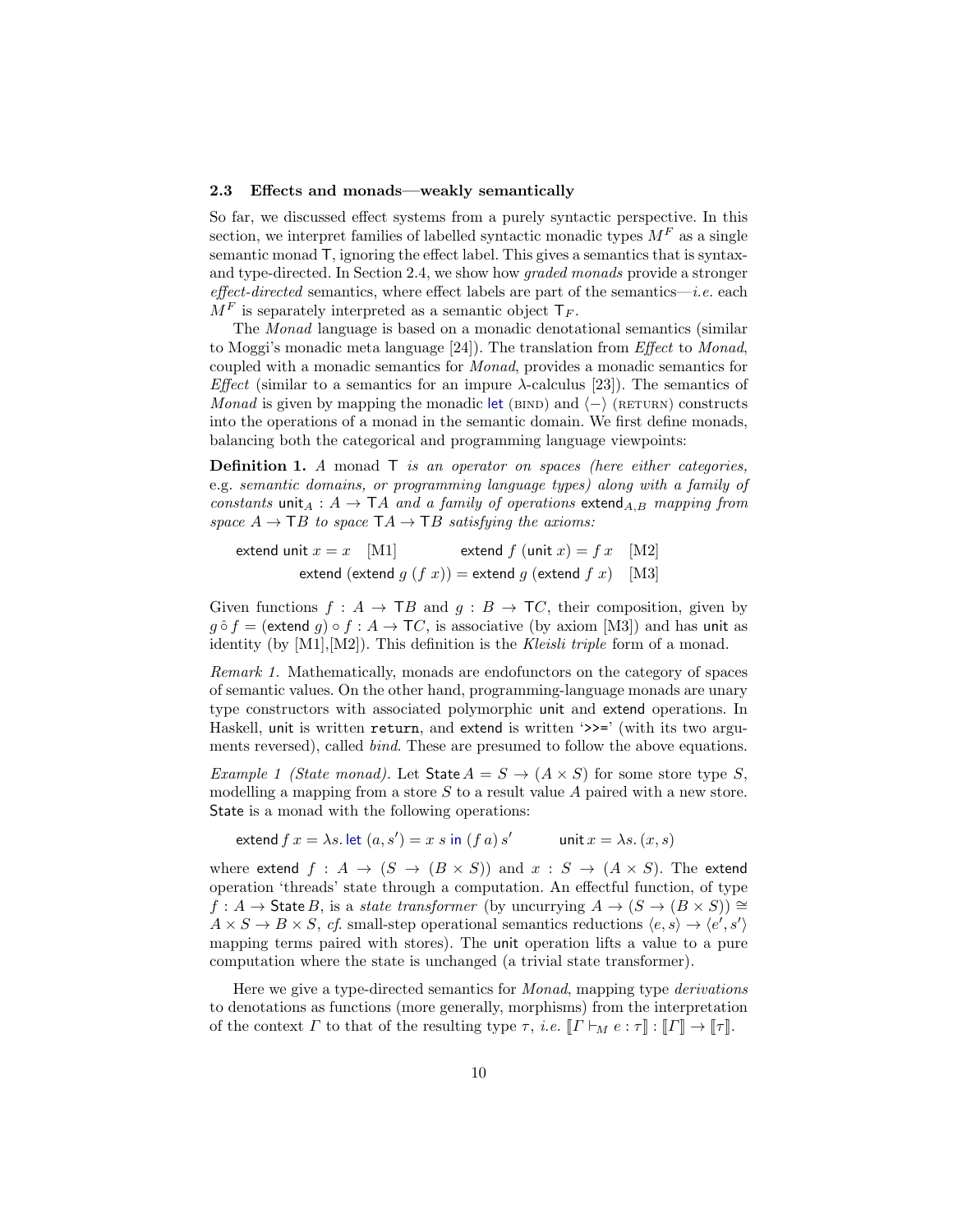### 2.3 Effects and monads—weakly semantically

So far, we discussed effect systems from a purely syntactic perspective. In this section, we interpret families of labelled syntactic monadic types $M^F$ as a single semantic monad $\mathsf{T}$, ignoring the effect label. This gives a semantics that is syntax- and type-directed. In Section 2.4, we show how *graded monads* provide a stronger *effect-directed* semantics, where effect labels are part of the semantics—*i.e.* each $M^F$ is separately interpreted as a semantic object $\mathsf{T}_F$.

The *Monad* language is based on a monadic denotational semantics (similar to Moggi's monadic meta language [24]). The translation from *Effect* to *Monad*, coupled with a monadic semantics for *Monad*, provides a monadic semantics for *Effect* (similar to a semantics for an impure $\lambda$-calculus [23]). The semantics of *Monad* is given by mapping the monadic let (BIND) and $\langle - \rangle$ (RETURN) constructs into the operations of a monad in the semantic domain. We first define monads, balancing both the categorical and programming language viewpoints:

**Definition 1.** A monad $\mathsf{T}$ *is an operator on spaces (here either categories,* e.g. *semantic domains, or programming language types) along with a family of constants* $\mathsf{unit}_A : A \to \mathsf{T}A$ *and a family of operations* $\mathsf{extend}_{A,B}$ *mapping from space* $A \to \mathsf{T}B$ *to space* $\mathsf{T}A \to \mathsf{T}B$ *satisfying the axioms:*

$$\mathsf{extend}\ \mathsf{unit}\ x = x \quad [\mathrm{M1}] \qquad\qquad \mathsf{extend}\ f\ (\mathsf{unit}\ x) = f\ x \quad [\mathrm{M2}]$$
$$\mathsf{extend}\ (\mathsf{extend}\ g\ (f\ x)) = \mathsf{extend}\ g\ (\mathsf{extend}\ f\ x) \quad [\mathrm{M3}]$$

Given functions $f : A \to \mathsf{T}B$ and $g : B \to \mathsf{T}C$, their composition, given by $g \mathbin{\hat{\circ}} f = (\mathsf{extend}\ g) \circ f : A \to \mathsf{T}C$, is associative (by axiom [M3]) and has unit as identity (by [M1],[M2]). This definition is the *Kleisli triple* form of a monad.

*Remark 1.* Mathematically, monads are endofunctors on the category of spaces of semantic values. On the other hand, programming-language monads are unary type constructors with associated polymorphic unit and extend operations. In Haskell, unit is written `return`, and extend is written '`>>=`' (with its two arguments reversed), called *bind*. These are presumed to follow the above equations.

*Example 1 (State monad).* Let $\mathsf{State}\,A = S \to (A \times S)$ for some store type $S$, modelling a mapping from a store $S$ to a result value $A$ paired with a new store. State is a monad with the following operations:

$$\mathsf{extend}\,f\,x = \lambda s.\ \mathsf{let}\ (a, s') = x\ s\ \mathsf{in}\ (f\,a)\,s' \qquad\qquad \mathsf{unit}\,x = \lambda s.\,(x, s)$$

where $\mathsf{extend}\ f : A \to (S \to (B \times S))$ and $x : S \to (A \times S)$. The extend operation 'threads' state through a computation. An effectful function, of type $f : A \to \mathsf{State}\,B$, is a *state transformer* (by uncurrying $A \to (S \to (B \times S)) \cong A \times S \to B \times S$, *cf.* small-step operational semantics reductions $\langle e, s\rangle \to \langle e', s'\rangle$ mapping terms paired with stores). The unit operation lifts a value to a pure computation where the state is unchanged (a trivial state transformer).

Here we give a type-directed semantics for *Monad*, mapping type *derivations* to denotations as functions (more generally, morphisms) from the interpretation of the context $\Gamma$ to that of the resulting type $\tau$, *i.e.* $[\![\Gamma \vdash_M e : \tau]\!] : [\![\Gamma]\!] \to [\![\tau]\!]$.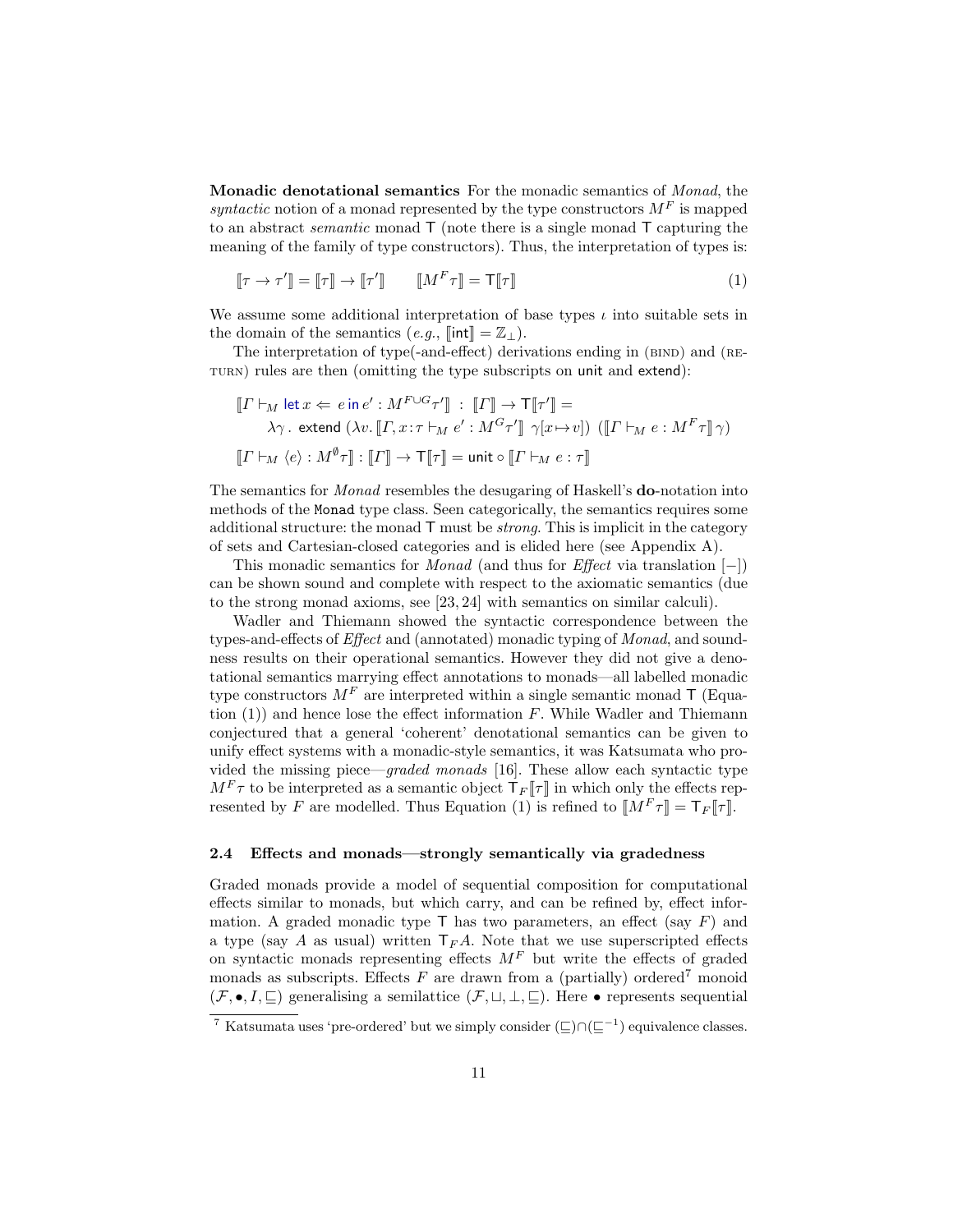**Monadic denotational semantics** For the monadic semantics of *Monad*, the *syntactic* notion of a monad represented by the type constructors $M^F$ is mapped to an abstract *semantic* monad $\mathsf{T}$ (note there is a single monad $\mathsf{T}$ capturing the meaning of the family of type constructors). Thus, the interpretation of types is:

$$[\![\tau \to \tau']\!] = [\![\tau]\!] \to [\![\tau']\!] \qquad [\![M^F \tau]\!] = \mathsf{T}[\![\tau]\!] \tag{1}$$

We assume some additional interpretation of base types $\iota$ into suitable sets in the domain of the semantics (*e.g.*, $[\![\mathsf{int}]\!] = \mathbb{Z}_\perp$).

The interpretation of type(-and-effect) derivations ending in (BIND) and (RETURN) rules are then (omitting the type subscripts on unit and extend):

$$\begin{aligned}
&[\![\Gamma \vdash_M \mathsf{let}\, x \Leftarrow\; e \,\mathsf{in}\, e' : M^{F \cup G}\tau']\!] \;:\; [\![\Gamma]\!] \to \mathsf{T}[\![\tau']\!] = \\
&\qquad \lambda\gamma\,.\;\mathsf{extend}\;(\lambda v.\,[\![\Gamma, x\!:\!\tau \vdash_M e' : M^G\tau']\!]\;\gamma[x \mapsto v])\;\;([\![\Gamma \vdash_M e : M^F\tau]\!]\,\gamma) \\
&[\![\Gamma \vdash_M \langle e\rangle : M^{\emptyset}\tau]\!] : [\![\Gamma]\!] \to \mathsf{T}[\![\tau]\!] = \mathsf{unit} \circ [\![\Gamma \vdash_M e : \tau]\!]
\end{aligned}$$

The semantics for *Monad* resembles the desugaring of Haskell's **do**-notation into methods of the `Monad` type class. Seen categorically, the semantics requires some additional structure: the monad $\mathsf{T}$ must be *strong*. This is implicit in the category of sets and Cartesian-closed categories and is elided here (see Appendix A).

This monadic semantics for *Monad* (and thus for *Effect* via translation $[-]$) can be shown sound and complete with respect to the axiomatic semantics (due to the strong monad axioms, see [23, 24] with semantics on similar calculi).

Wadler and Thiemann showed the syntactic correspondence between the types-and-effects of *Effect* and (annotated) monadic typing of *Monad*, and soundness results on their operational semantics. However they did not give a denotational semantics marrying effect annotations to monads—all labelled monadic type constructors $M^F$ are interpreted within a single semantic monad $\mathsf{T}$ (Equation (1)) and hence lose the effect information $F$. While Wadler and Thiemann conjectured that a general 'coherent' denotational semantics can be given to unify effect systems with a monadic-style semantics, it was Katsumata who provided the missing piece—*graded monads* [16]. These allow each syntactic type $M^F\tau$ to be interpreted as a semantic object $\mathsf{T}_F[\![\tau]\!]$ in which only the effects represented by $F$ are modelled. Thus Equation (1) is refined to $[\![M^F\tau]\!] = \mathsf{T}_F[\![\tau]\!]$.

### 2.4 Effects and monads—strongly semantically via gradedness

Graded monads provide a model of sequential composition for computational effects similar to monads, but which carry, and can be refined by, effect information. A graded monadic type $\mathsf{T}$ has two parameters, an effect (say $F$) and a type (say $A$ as usual) written $\mathsf{T}_F A$. Note that we use superscripted effects on syntactic monads representing effects $M^F$ but write the effects of graded monads as subscripts. Effects $F$ are drawn from a (partially) ordered[7] monoid $(\mathcal{F}, \bullet, I, \sqsubseteq)$ generalising a semilattice $(\mathcal{F}, \sqcup, \perp, \sqsubseteq)$. Here $\bullet$ represents sequential

[7] Katsumata uses 'pre-ordered' but we simply consider $(\sqsubseteq)\cap(\sqsubseteq^{-1})$ equivalence classes.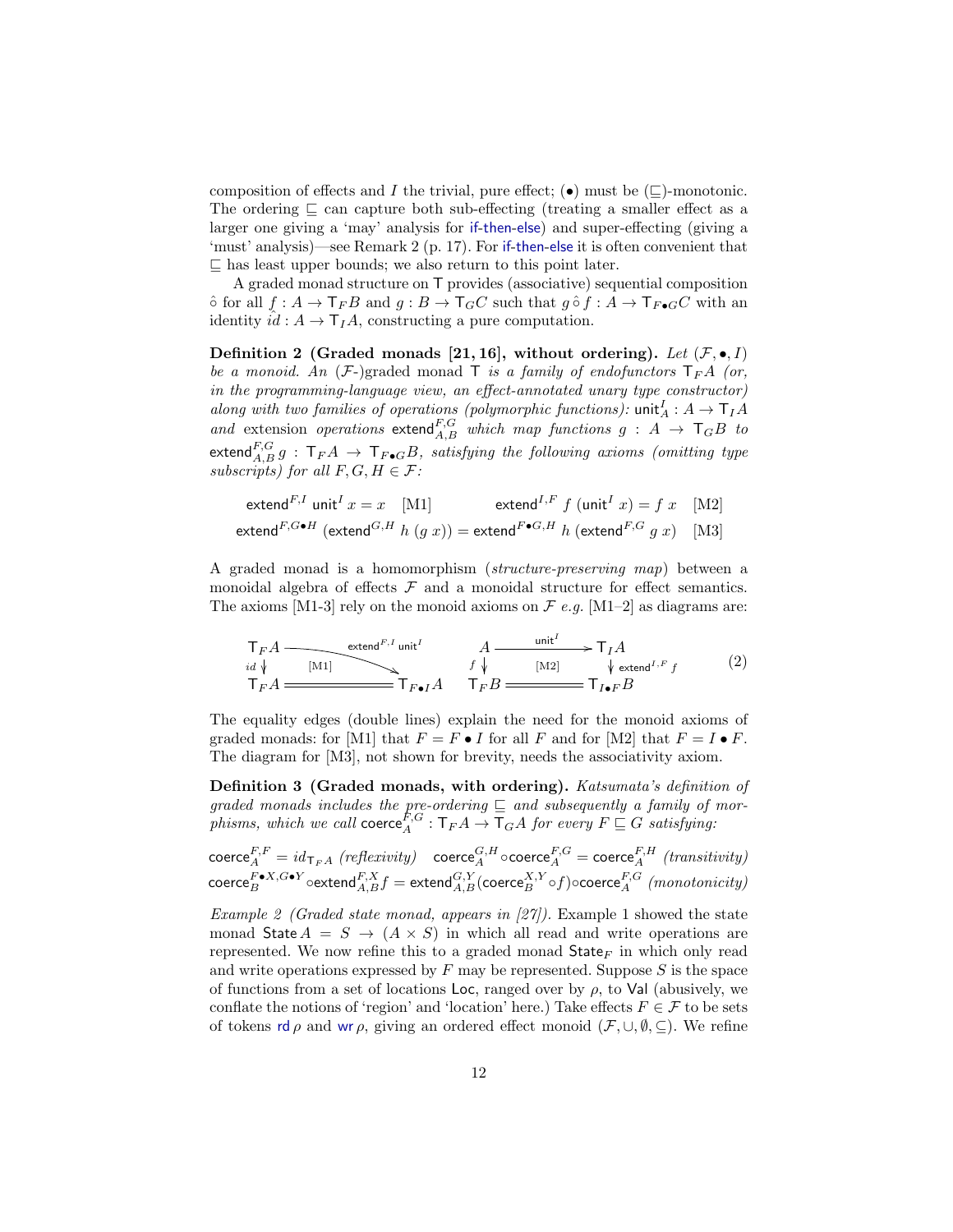composition of effects and $I$ the trivial, pure effect; ($\bullet$) must be ($\sqsubseteq$)-monotonic. The ordering $\sqsubseteq$ can capture both sub-effecting (treating a smaller effect as a larger one giving a 'may' analysis for if-then-else) and super-effecting (giving a 'must' analysis)—see Remark 2 (p. 17). For if-then-else it is often convenient that $\sqsubseteq$ has least upper bounds; we also return to this point later.

A graded monad structure on $\mathsf{T}$ provides (associative) sequential composition $\hat{\circ}$ for all $f : A \to \mathsf{T}_F B$ and $g : B \to \mathsf{T}_G C$ such that $g \mathbin{\hat{\circ}} f : A \to \mathsf{T}_{F \bullet G} C$ with an identity $\hat{id} : A \to \mathsf{T}_I A$, constructing a pure computation.

**Definition 2 (Graded monads [21, 16], without ordering).** *Let $(\mathcal{F}, \bullet, I)$ be a monoid. An ($\mathcal{F}$-)graded monad $\mathsf{T}$ is a family of endofunctors $\mathsf{T}_F A$ (or, in the programming-language view, an effect-annotated unary type constructor) along with two families of operations (polymorphic functions): $\mathsf{unit}^I_A : A \to \mathsf{T}_I A$ and* extension *operations $\mathsf{extend}^{F,G}_{A,B}$ which map functions $g : A \to \mathsf{T}_G B$ to $\mathsf{extend}^{F,G}_{A,B}\, g : \mathsf{T}_F A \to \mathsf{T}_{F \bullet G} B$, satisfying the following axioms (omitting type subscripts) for all $F, G, H \in \mathcal{F}$:*

$$\mathsf{extend}^{F,I}\ \mathsf{unit}^I\ x = x \quad [\text{M1}] \qquad\qquad \mathsf{extend}^{I,F}\ f\ (\mathsf{unit}^I\ x) = f\ x \quad [\text{M2}]$$
$$\mathsf{extend}^{F,G \bullet H}\ (\mathsf{extend}^{G,H}\ h\ (g\ x)) = \mathsf{extend}^{F \bullet G,H}\ h\ (\mathsf{extend}^{F,G}\ g\ x) \quad [\text{M3}]$$

A graded monad is a homomorphism (*structure-preserving map*) between a monoidal algebra of effects $\mathcal{F}$ and a monoidal structure for effect semantics. The axioms [M1-3] rely on the monoid axioms on $\mathcal{F}$ *e.g.* [M1–2] as diagrams are:

$$\begin{array}{ccc} \mathsf{T}_F A & \xrightarrow{\mathsf{extend}^{F,I}\,\mathsf{unit}^I} & \mathsf{T}_{F \bullet I} A \\ {\scriptstyle id}\downarrow & [\text{M1}] & \| \\ \mathsf{T}_F A & = & \mathsf{T}_{F \bullet I} A \end{array} \qquad \begin{array}{ccc} A & \xrightarrow{\mathsf{unit}^I} & \mathsf{T}_I A \\ {\scriptstyle f}\downarrow & [\text{M2}] & \downarrow {\scriptstyle \mathsf{extend}^{I,F}\ f} \\ \mathsf{T}_F B & = & \mathsf{T}_{I \bullet F} B \end{array} \qquad (2)$$

The equality edges (double lines) explain the need for the monoid axioms of graded monads: for [M1] that $F = F \bullet I$ for all $F$ and for [M2] that $F = I \bullet F$. The diagram for [M3], not shown for brevity, needs the associativity axiom.

**Definition 3 (Graded monads, with ordering).** *Katsumata's definition of graded monads includes the pre-ordering $\sqsubseteq$ and subsequently a family of morphisms, which we call $\mathsf{coerce}^{F,G}_A : \mathsf{T}_F A \to \mathsf{T}_G A$ for every $F \sqsubseteq G$ satisfying:*

$\mathsf{coerce}^{F,F}_A = id_{\mathsf{T}_F A}$ *(reflexivity)* $\quad \mathsf{coerce}^{G,H}_A \circ \mathsf{coerce}^{F,G}_A = \mathsf{coerce}^{F,H}_A$ *(transitivity)*
$\mathsf{coerce}^{F \bullet X, G \bullet Y}_B \circ \mathsf{extend}^{F,X}_{A,B} f = \mathsf{extend}^{G,Y}_{A,B} (\mathsf{coerce}^{X,Y}_B \circ f) \circ \mathsf{coerce}^{F,G}_A$ *(monotonicity)*

*Example 2 (Graded state monad, appears in [27]).* Example 1 showed the state monad $\mathsf{State}\,A = S \to (A \times S)$ in which all read and write operations are represented. We now refine this to a graded monad $\mathsf{State}_F$ in which only read and write operations expressed by $F$ may be represented. Suppose $S$ is the space of functions from a set of locations $\mathsf{Loc}$, ranged over by $\rho$, to $\mathsf{Val}$ (abusively, we conflate the notions of 'region' and 'location' here.) Take effects $F \in \mathcal{F}$ to be sets of tokens $\mathsf{rd}\,\rho$ and $\mathsf{wr}\,\rho$, giving an ordered effect monoid $(\mathcal{F}, \cup, \emptyset, \subseteq)$. We refine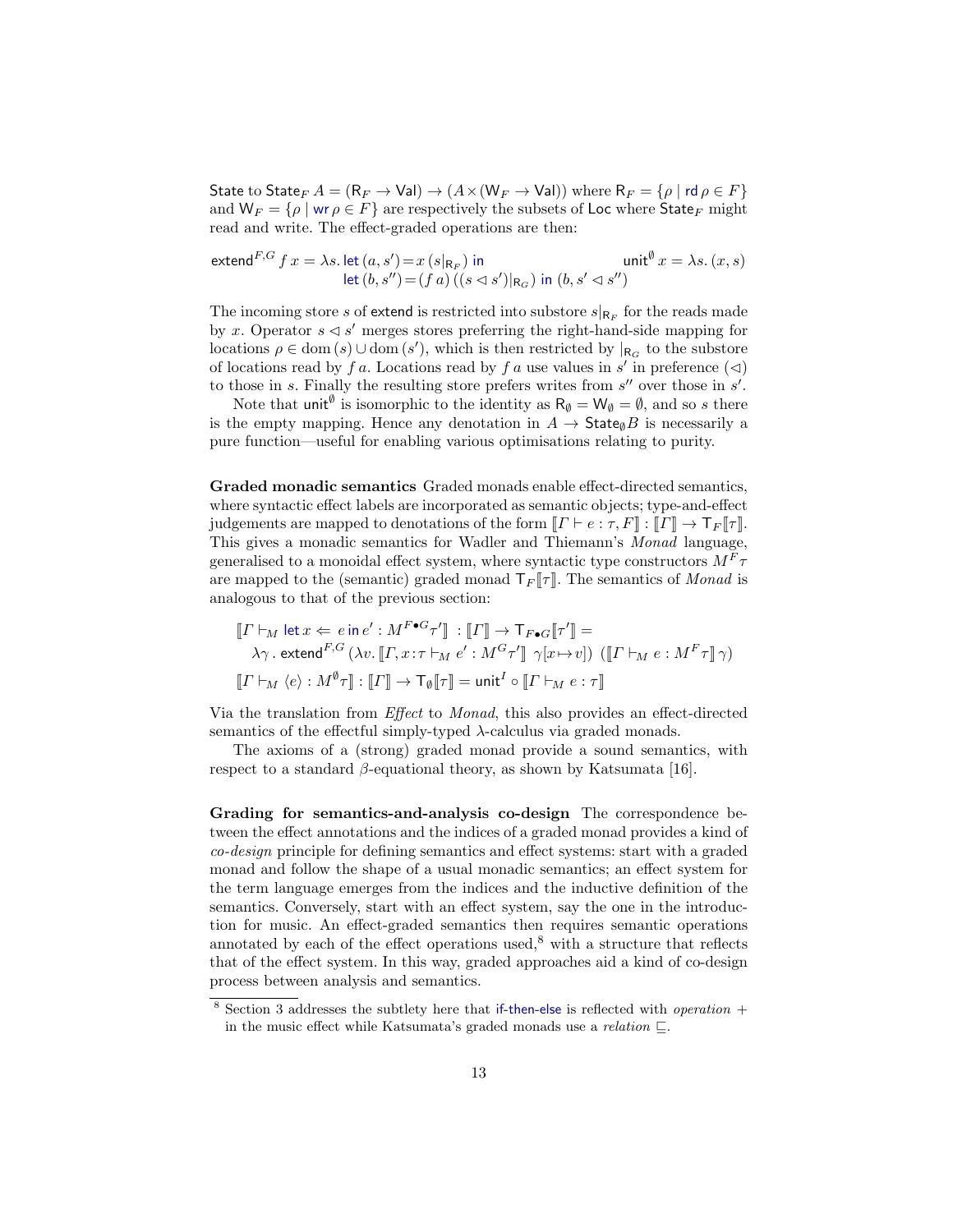State to $\mathsf{State}_F\, A = (\mathsf{R}_F \to \mathsf{Val}) \to (A \times (\mathsf{W}_F \to \mathsf{Val}))$ where $\mathsf{R}_F = \{\rho \mid \mathsf{rd}\, \rho \in F\}$ and $\mathsf{W}_F = \{\rho \mid \mathsf{wr}\, \rho \in F\}$ are respectively the subsets of $\mathsf{Loc}$ where $\mathsf{State}_F$ might read and write. The effect-graded operations are then:

$$\mathsf{extend}^{F,G}\, f\, x = \lambda s.\, \mathsf{let}\, (a, s') = x\, (s|_{\mathsf{R}_F})\ \mathsf{in}\ \mathsf{let}\, (b, s'') = (f\, a)\, ((s \lhd s')|_{\mathsf{R}_G})\ \mathsf{in}\ (b, s' \lhd s'') \qquad \mathsf{unit}^{\emptyset}\, x = \lambda s.\, (x, s)$$

The incoming store $s$ of $\mathsf{extend}$ is restricted into substore $s|_{\mathsf{R}_F}$ for the reads made by $x$. Operator $s \lhd s'$ merges stores preferring the right-hand-side mapping for locations $\rho \in \mathrm{dom}\,(s) \cup \mathrm{dom}\,(s')$, which is then restricted by $|_{\mathsf{R}_G}$ to the substore of locations read by $f\, a$. Locations read by $f\, a$ use values in $s'$ in preference ($\lhd$) to those in $s$. Finally the resulting store prefers writes from $s''$ over those in $s'$.

Note that $\mathsf{unit}^{\emptyset}$ is isomorphic to the identity as $\mathsf{R}_{\emptyset} = \mathsf{W}_{\emptyset} = \emptyset$, and so $s$ there is the empty mapping. Hence any denotation in $A \to \mathsf{State}_{\emptyset} B$ is necessarily a pure function—useful for enabling various optimisations relating to purity.

**Graded monadic semantics** Graded monads enable effect-directed semantics, where syntactic effect labels are incorporated as semantic objects; type-and-effect judgements are mapped to denotations of the form $[\![\Gamma \vdash e : \tau, F]\!] : [\![\Gamma]\!] \to \mathsf{T}_F[\![\tau]\!]$. This gives a monadic semantics for Wadler and Thiemann's *Monad* language, generalised to a monoidal effect system, where syntactic type constructors $M^F\tau$ are mapped to the (semantic) graded monad $\mathsf{T}_F[\![\tau]\!]$. The semantics of *Monad* is analogous to that of the previous section:

$$\begin{aligned}
&[\![\Gamma \vdash_M \mathsf{let}\, x \Leftarrow\ e\, \mathsf{in}\, e' : M^{F \bullet G}\tau']\!]\ : [\![\Gamma]\!] \to \mathsf{T}_{F \bullet G}[\![\tau']\!] = \\
&\quad \lambda\gamma\, .\, \mathsf{extend}^{F,G}\, (\lambda v.\, [\![\Gamma, x\!:\!\tau \vdash_M e' : M^G\tau']\!]\ \gamma[x \mapsto v])\ ([\![\Gamma \vdash_M e : M^F\tau]\!]\, \gamma) \\
&[\![\Gamma \vdash_M \langle e\rangle : M^{\emptyset}\tau]\!] : [\![\Gamma]\!] \to \mathsf{T}_{\emptyset}[\![\tau]\!] = \mathsf{unit}^I \circ [\![\Gamma \vdash_M e : \tau]\!]
\end{aligned}$$

Via the translation from *Effect* to *Monad*, this also provides an effect-directed semantics of the effectful simply-typed $\lambda$-calculus via graded monads.

The axioms of a (strong) graded monad provide a sound semantics, with respect to a standard $\beta$-equational theory, as shown by Katsumata [16].

**Grading for semantics-and-analysis co-design** The correspondence between the effect annotations and the indices of a graded monad provides a kind of *co-design* principle for defining semantics and effect systems: start with a graded monad and follow the shape of a usual monadic semantics; an effect system for the term language emerges from the indices and the inductive definition of the semantics. Conversely, start with an effect system, say the one in the introduction for music. An effect-graded semantics then requires semantic operations annotated by each of the effect operations used,[8] with a structure that reflects that of the effect system. In this way, graded approaches aid a kind of co-design process between analysis and semantics.

[8] Section 3 addresses the subtlety here that if-then-else is reflected with *operation* $+$ in the music effect while Katsumata's graded monads use a *relation* $\sqsubseteq$.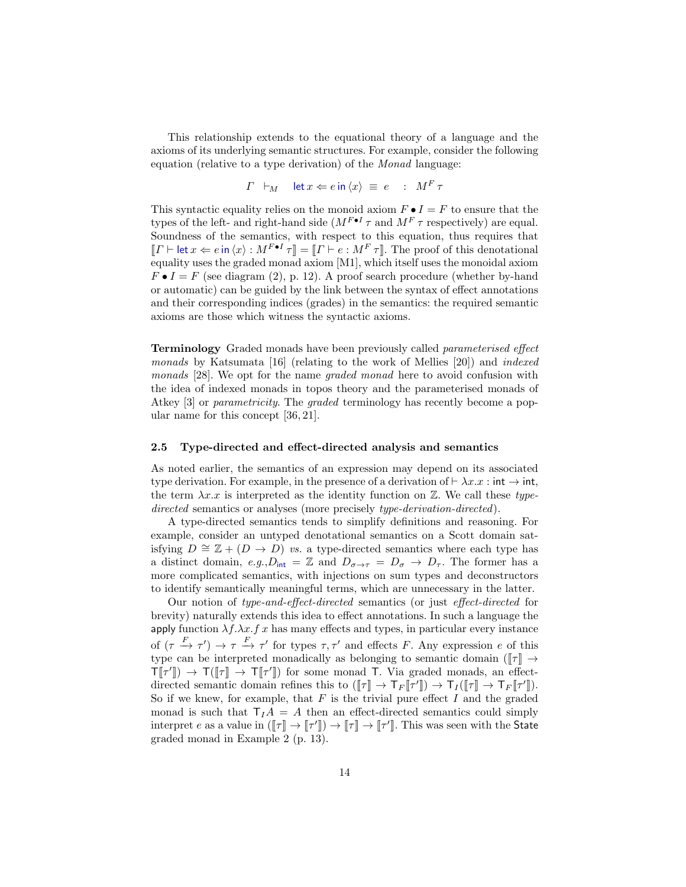This relationship extends to the equational theory of a language and the axioms of its underlying semantic structures. For example, consider the following equation (relative to a type derivation) of the *Monad* language:

$$\Gamma \;\; \vdash_M \quad \mathsf{let}\, x \Leftarrow e\, \mathsf{in}\, \langle x \rangle \;\equiv\; e \quad : \;\; M^F\,\tau$$

This syntactic equality relies on the monoid axiom $F \bullet I = F$ to ensure that the types of the left- and right-hand side ($M^{F \bullet I}\,\tau$ and $M^F\,\tau$ respectively) are equal. Soundness of the semantics, with respect to this equation, thus requires that $[\![\Gamma \vdash \mathsf{let}\, x \Leftarrow e\, \mathsf{in}\, \langle x \rangle : M^{F\bullet I}\,\tau]\!] = [\![\Gamma \vdash e : M^F\,\tau]\!]$. The proof of this denotational equality uses the graded monad axiom [M1], which itself uses the monoidal axiom $F \bullet I = F$ (see diagram (2), p. 12). A proof search procedure (whether by-hand or automatic) can be guided by the link between the syntax of effect annotations and their corresponding indices (grades) in the semantics: the required semantic axioms are those which witness the syntactic axioms.

**Terminology** Graded monads have been previously called *parameterised effect monads* by Katsumata [16] (relating to the work of Mellies [20]) and *indexed monads* [28]. We opt for the name *graded monad* here to avoid confusion with the idea of indexed monads in topos theory and the parameterised monads of Atkey [3] or *parametricity*. The *graded* terminology has recently become a popular name for this concept [36, 21].

### 2.5 Type-directed and effect-directed analysis and semantics

As noted earlier, the semantics of an expression may depend on its associated type derivation. For example, in the presence of a derivation of $\vdash \lambda x.x : \mathsf{int} \to \mathsf{int}$, the term $\lambda x.x$ is interpreted as the identity function on $\mathbb{Z}$. We call these *type-directed* semantics or analyses (more precisely *type-derivation-directed*).

A type-directed semantics tends to simplify definitions and reasoning. For example, consider an untyped denotational semantics on a Scott domain satisfying $D \cong \mathbb{Z} + (D \to D)$ *vs.* a type-directed semantics where each type has a distinct domain, *e.g.*,$D_{\mathsf{int}} = \mathbb{Z}$ and $D_{\sigma\to\tau} = D_\sigma \to D_\tau$. The former has a more complicated semantics, with injections on sum types and deconstructors to identify semantically meaningful terms, which are unnecessary in the latter.

Our notion of *type-and-effect-directed* semantics (or just *effect-directed* for brevity) naturally extends this idea to effect annotations. In such a language the $\mathsf{apply}$ function $\lambda f.\lambda x.f\,x$ has many effects and types, in particular every instance of $(\tau \xrightarrow{F} \tau') \to \tau \xrightarrow{F} \tau'$ for types $\tau, \tau'$ and effects $F$. Any expression $e$ of this type can be interpreted monadically as belonging to semantic domain $([\![\tau]\!] \to \mathsf{T}[\![\tau']\!]) \to \mathsf{T}([\![\tau]\!] \to \mathsf{T}[\![\tau']\!])$ for some monad $\mathsf{T}$. Via graded monads, an effect-directed semantic domain refines this to $([\![\tau]\!] \to \mathsf{T}_F[\![\tau']\!]) \to \mathsf{T}_I([\![\tau]\!] \to \mathsf{T}_F[\![\tau']\!])$. So if we knew, for example, that $F$ is the trivial pure effect $I$ and the graded monad is such that $\mathsf{T}_I A = A$ then an effect-directed semantics could simply interpret $e$ as a value in $([\![\tau]\!] \to [\![\tau']\!]) \to [\![\tau]\!] \to [\![\tau']\!]$. This was seen with the $\mathsf{State}$ graded monad in Example 2 (p. 13).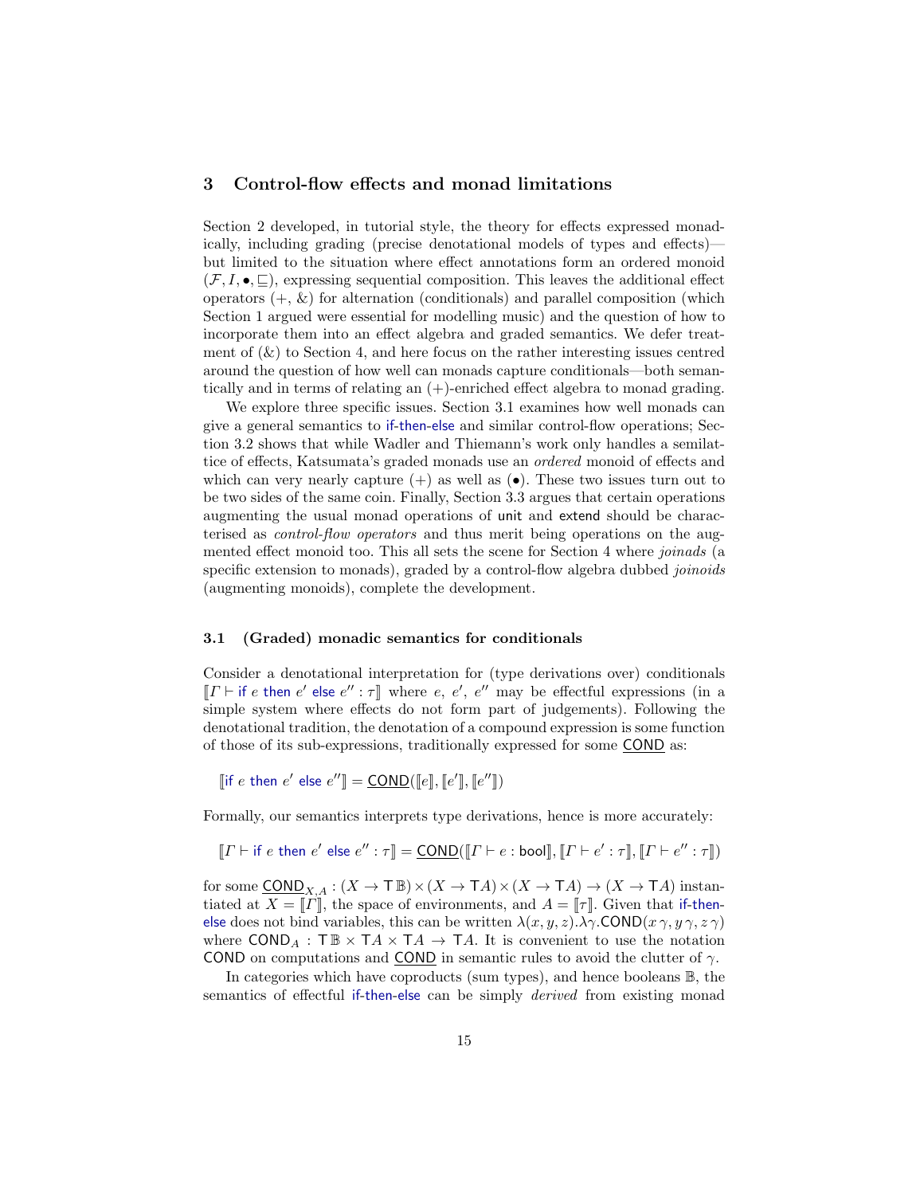## 3 Control-flow effects and monad limitations

Section 2 developed, in tutorial style, the theory for effects expressed monadically, including grading (precise denotational models of types and effects)—but limited to the situation where effect annotations form an ordered monoid $(\mathcal{F}, I, \bullet, \sqsubseteq)$, expressing sequential composition. This leaves the additional effect operators $(+, \&)$ for alternation (conditionals) and parallel composition (which Section 1 argued were essential for modelling music) and the question of how to incorporate them into an effect algebra and graded semantics. We defer treatment of $(\&)$ to Section 4, and here focus on the rather interesting issues centred around the question of how well can monads capture conditionals—both semantically and in terms of relating an $(+)$-enriched effect algebra to monad grading.

We explore three specific issues. Section 3.1 examines how well monads can give a general semantics to if-then-else and similar control-flow operations; Section 3.2 shows that while Wadler and Thiemann's work only handles a semilattice of effects, Katsumata's graded monads use an *ordered* monoid of effects and which can very nearly capture $(+)$ as well as $(\bullet)$. These two issues turn out to be two sides of the same coin. Finally, Section 3.3 argues that certain operations augmenting the usual monad operations of unit and extend should be characterised as *control-flow operators* and thus merit being operations on the augmented effect monoid too. This all sets the scene for Section 4 where *joinads* (a specific extension to monads), graded by a control-flow algebra dubbed *joinoids* (augmenting monoids), complete the development.

### 3.1 (Graded) monadic semantics for conditionals

Consider a denotational interpretation for (type derivations over) conditionals $[\![\Gamma \vdash \text{if } e \text{ then } e' \text{ else } e'' : \tau]\!]$ where $e$, $e'$, $e''$ may be effectful expressions (in a simple system where effects do not form part of judgements). Following the denotational tradition, the denotation of a compound expression is some function of those of its sub-expressions, traditionally expressed for some $\underline{\mathsf{COND}}$ as:

$$[\![\text{if } e \text{ then } e' \text{ else } e'']\!] = \underline{\mathsf{COND}}([\![e]\!], [\![e']\!], [\![e'']\!])$$

Formally, our semantics interprets type derivations, hence is more accurately:

$$[\![\Gamma \vdash \text{if } e \text{ then } e' \text{ else } e'' : \tau]\!] = \underline{\mathsf{COND}}([\![\Gamma \vdash e : \mathsf{bool}]\!], [\![\Gamma \vdash e' : \tau]\!], [\![\Gamma \vdash e'' : \tau]\!])$$

for some $\underline{\mathsf{COND}}_{X,A} : (X \to \mathsf{T}\,\mathbb{B}) \times (X \to \mathsf{T}A) \times (X \to \mathsf{T}A) \to (X \to \mathsf{T}A)$ instantiated at $X = [\![\Gamma]\!]$, the space of environments, and $A = [\![\tau]\!]$. Given that if-then-else does not bind variables, this can be written $\lambda(x, y, z).\lambda\gamma.\mathsf{COND}(x\,\gamma, y\,\gamma, z\,\gamma)$ where $\mathsf{COND}_A : \mathsf{T}\,\mathbb{B} \times \mathsf{T}A \times \mathsf{T}A \to \mathsf{T}A$. It is convenient to use the notation $\mathsf{COND}$ on computations and $\underline{\mathsf{COND}}$ in semantic rules to avoid the clutter of $\gamma$.

In categories which have coproducts (sum types), and hence booleans $\mathbb{B}$, the semantics of effectful if-then-else can be simply *derived* from existing monad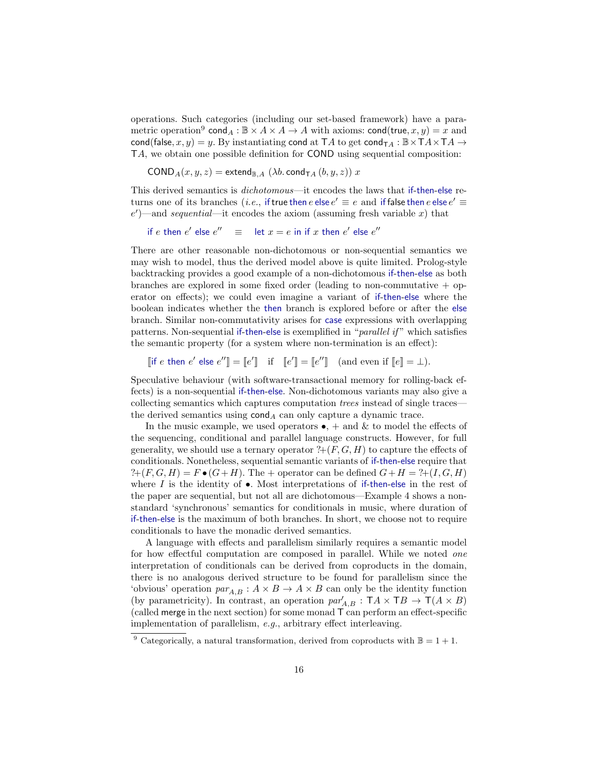operations. Such categories (including our set-based framework) have a parametric operation[9] $\mathsf{cond}_A : \mathbb{B} \times A \times A \to A$ with axioms: $\mathsf{cond}(\mathsf{true}, x, y) = x$ and $\mathsf{cond}(\mathsf{false}, x, y) = y$. By instantiating $\mathsf{cond}$ at $\mathsf{T}A$ to get $\mathsf{cond}_{\mathsf{T}A} : \mathbb{B} \times \mathsf{T}A \times \mathsf{T}A \to \mathsf{T}A$, we obtain one possible definition for $\mathsf{COND}$ using sequential composition:

$$\mathsf{COND}_A(x, y, z) = \mathsf{extend}_{\mathbb{B},A}\ (\lambda b.\, \mathsf{cond}_{\mathsf{T}A}\,(b, y, z))\ x$$

This derived semantics is *dichotomous*—it encodes the laws that if-then-else returns one of its branches (*i.e.*, $\mathsf{if}\,\mathsf{true}\,\mathsf{then}\,e\,\mathsf{else}\,e' \equiv e$ and $\mathsf{if}\,\mathsf{false}\,\mathsf{then}\,e\,\mathsf{else}\,e' \equiv e'$)—and *sequential*—it encodes the axiom (assuming fresh variable $x$) that

$$\mathsf{if}\ e\ \mathsf{then}\ e'\ \mathsf{else}\ e'' \quad \equiv \quad \mathsf{let}\ x = e\ \mathsf{in}\ \mathsf{if}\ x\ \mathsf{then}\ e'\ \mathsf{else}\ e''$$

There are other reasonable non-dichotomous or non-sequential semantics we may wish to model, thus the derived model above is quite limited. Prolog-style backtracking provides a good example of a non-dichotomous if-then-else as both branches are explored in some fixed order (leading to non-commutative $+$ operator on effects); we could even imagine a variant of if-then-else where the boolean indicates whether the then branch is explored before or after the else branch. Similar non-commutativity arises for case expressions with overlapping patterns. Non-sequential if-then-else is exemplified in "*parallel if*" which satisfies the semantic property (for a system where non-termination is an effect):

$$[\![\mathsf{if}\ e\ \mathsf{then}\ e'\ \mathsf{else}\ e'']\!] = [\![e']\!] \quad \text{if} \quad [\![e']\!] = [\![e'']\!] \quad \text{(and even if } [\![e]\!] = \bot\text{).}$$

Speculative behaviour (with software-transactional memory for rolling-back effects) is a non-sequential if-then-else. Non-dichotomous variants may also give a collecting semantics which captures computation *trees* instead of single traces—the derived semantics using $\mathsf{cond}_A$ can only capture a dynamic trace.

In the music example, we used operators $\bullet$, $+$ and $\&$ to model the effects of the sequencing, conditional and parallel language constructs. However, for full generality, we should use a ternary operator $?{+}(F, G, H)$ to capture the effects of conditionals. Nonetheless, sequential semantic variants of if-then-else require that $?{+}(F, G, H) = F \bullet (G + H)$. The $+$ operator can be defined $G + H = ?{+}(I, G, H)$ where $I$ is the identity of $\bullet$. Most interpretations of if-then-else in the rest of the paper are sequential, but not all are dichotomous—Example 4 shows a non-standard 'synchronous' semantics for conditionals in music, where duration of if-then-else is the maximum of both branches. In short, we choose not to require conditionals to have the monadic derived semantics.

A language with effects and parallelism similarly requires a semantic model for how effectful computation are composed in parallel. While we noted *one* interpretation of conditionals can be derived from coproducts in the domain, there is no analogous derived structure to be found for parallelism since the 'obvious' operation $par_{A,B} : A \times B \to A \times B$ can only be the identity function (by parametricity). In contrast, an operation $par'_{A,B} : \mathsf{T}A \times \mathsf{T}B \to \mathsf{T}(A \times B)$ (called $\mathsf{merge}$ in the next section) for some monad $\mathsf{T}$ can perform an effect-specific implementation of parallelism, *e.g.*, arbitrary effect interleaving.

---

[9] Categorically, a natural transformation, derived from coproducts with $\mathbb{B} = 1 + 1$.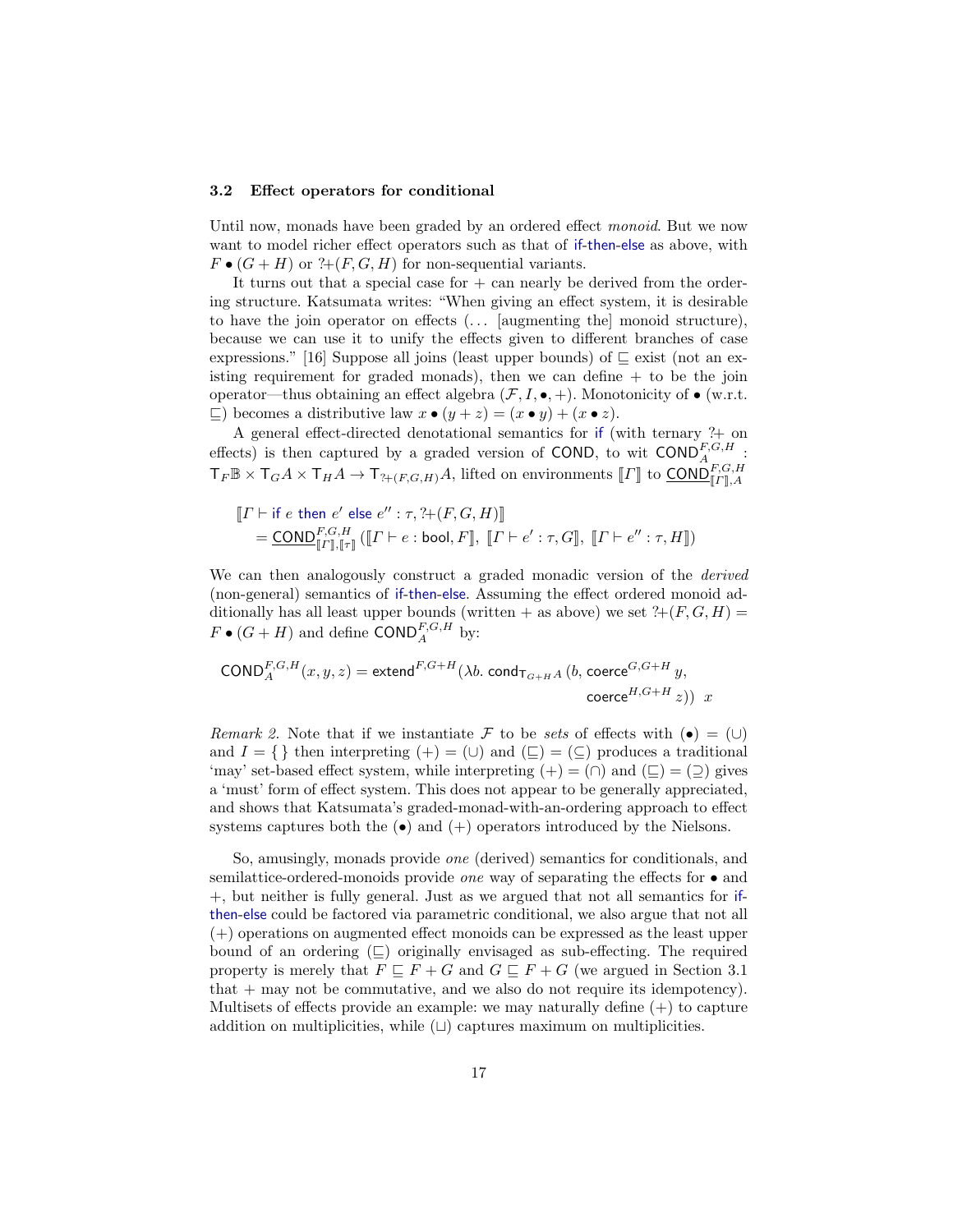### 3.2 Effect operators for conditional

Until now, monads have been graded by an ordered effect *monoid*. But we now want to model richer effect operators such as that of if-then-else as above, with $F \bullet (G + H)$ or $?\!+\!(F, G, H)$ for non-sequential variants.

It turns out that a special case for $+$ can nearly be derived from the ordering structure. Katsumata writes: "When giving an effect system, it is desirable to have the join operator on effects (... [augmenting the] monoid structure), because we can use it to unify the effects given to different branches of case expressions." [16] Suppose all joins (least upper bounds) of $\sqsubseteq$ exist (not an existing requirement for graded monads), then we can define $+$ to be the join operator—thus obtaining an effect algebra $(\mathcal{F}, I, \bullet, +)$. Monotonicity of $\bullet$ (w.r.t. $\sqsubseteq$) becomes a distributive law $x \bullet (y + z) = (x \bullet y) + (x \bullet z)$.

A general effect-directed denotational semantics for if (with ternary $?\!+$ on effects) is then captured by a graded version of $\mathsf{COND}$, to wit $\mathsf{COND}_A^{F,G,H} : \mathsf{T}_F\mathbb{B} \times \mathsf{T}_G A \times \mathsf{T}_H A \to \mathsf{T}_{?+(F,G,H)} A$, lifted on environments $[\![\Gamma]\!]$ to $\underline{\mathsf{COND}}_{[\![\Gamma]\!],A}^{F,G,H}$

$$
\begin{aligned}
&[\![\Gamma \vdash \text{if } e \text{ then } e' \text{ else } e'' : \tau, ?\!+\!(F,G,H)]\!] \\
&\quad = \underline{\mathsf{COND}}_{[\![\Gamma]\!],[\![\tau]\!]}^{F,G,H}\,([\![\Gamma \vdash e : \mathsf{bool}, F]\!],\ [\![\Gamma \vdash e' : \tau, G]\!],\ [\![\Gamma \vdash e'' : \tau, H]\!])
\end{aligned}
$$

We can then analogously construct a graded monadic version of the *derived* (non-general) semantics of if-then-else. Assuming the effect ordered monoid additionally has all least upper bounds (written $+$ as above) we set $?\!+\!(F, G, H) = F \bullet (G + H)$ and define $\mathsf{COND}_A^{F,G,H}$ by:

$$
\begin{aligned}
\mathsf{COND}_A^{F,G,H}(x, y, z) = \mathsf{extend}^{F,G+H}(\lambda b.\ \mathsf{cond}_{\mathsf{T}_{G+H}A}\,(b,\ &\mathsf{coerce}^{G,G+H}\ y, \\
&\mathsf{coerce}^{H,G+H}\ z))\ \ x
\end{aligned}
$$

*Remark 2.* Note that if we instantiate $\mathcal{F}$ to be *sets* of effects with $(\bullet) = (\cup)$ and $I = \{\,\}$ then interpreting $(+) = (\cup)$ and $(\sqsubseteq) = (\subseteq)$ produces a traditional 'may' set-based effect system, while interpreting $(+) = (\cap)$ and $(\sqsubseteq) = (\supseteq)$ gives a 'must' form of effect system. This does not appear to be generally appreciated, and shows that Katsumata's graded-monad-with-an-ordering approach to effect systems captures both the $(\bullet)$ and $(+)$ operators introduced by the Nielsons.

So, amusingly, monads provide *one* (derived) semantics for conditionals, and semilattice-ordered-monoids provide *one* way of separating the effects for $\bullet$ and $+$, but neither is fully general. Just as we argued that not all semantics for if-then-else could be factored via parametric conditional, we also argue that not all $(+)$ operations on augmented effect monoids can be expressed as the least upper bound of an ordering $(\sqsubseteq)$ originally envisaged as sub-effecting. The required property is merely that $F \sqsubseteq F + G$ and $G \sqsubseteq F + G$ (we argued in Section 3.1 that $+$ may not be commutative, and we also do not require its idempotency). Multisets of effects provide an example: we may naturally define $(+)$ to capture addition on multiplicities, while $(\sqcup)$ captures maximum on multiplicities.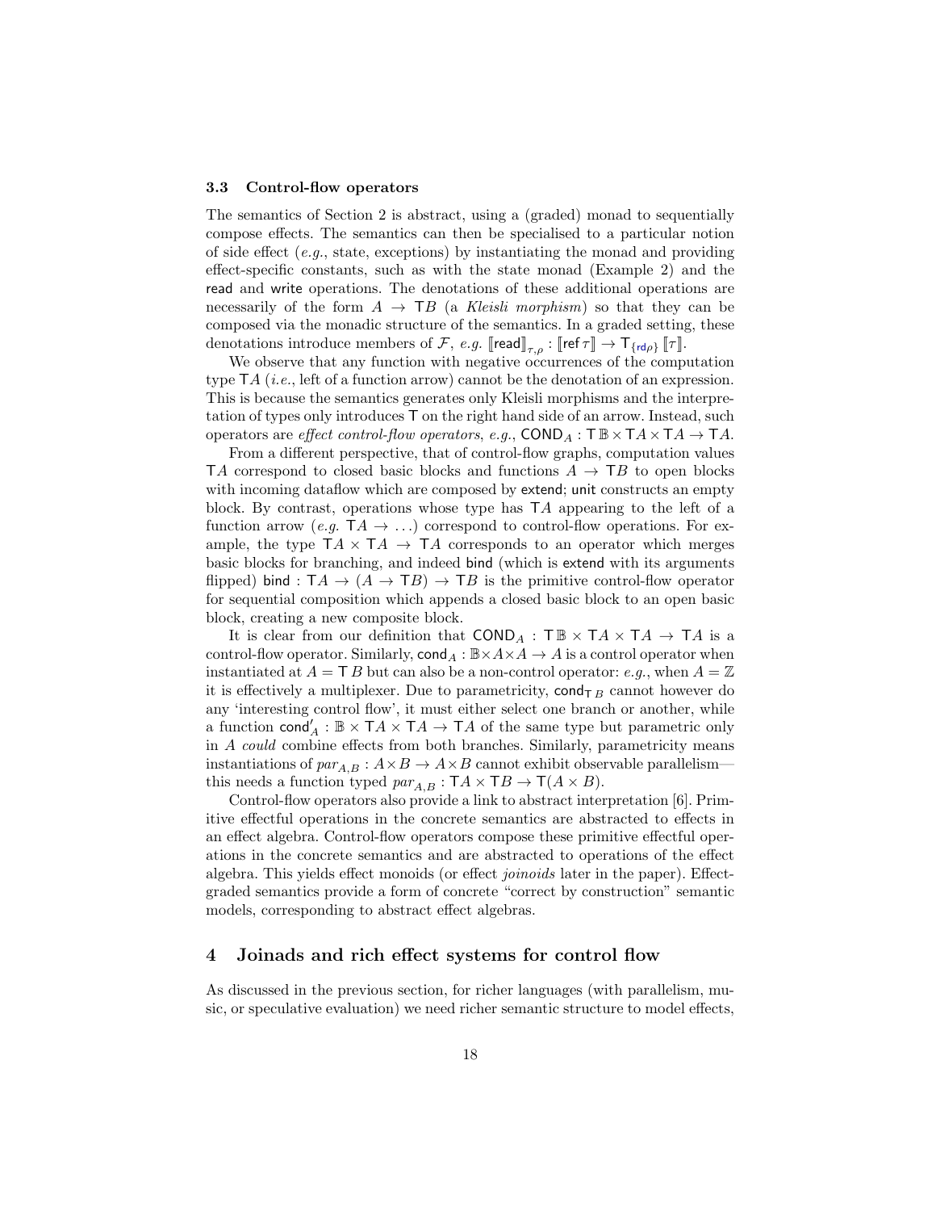### 3.3 Control-flow operators

The semantics of Section 2 is abstract, using a (graded) monad to sequentially compose effects. The semantics can then be specialised to a particular notion of side effect (*e.g.*, state, exceptions) by instantiating the monad and providing effect-specific constants, such as with the state monad (Example 2) and the read and write operations. The denotations of these additional operations are necessarily of the form $A \to \mathsf{T}B$ (a *Kleisli morphism*) so that they can be composed via the monadic structure of the semantics. In a graded setting, these denotations introduce members of $\mathcal{F}$, *e.g.* $[\![\mathsf{read}]\!]_{\tau,\rho} : [\![\mathsf{ref}\,\tau]\!] \to \mathsf{T}_{\{\mathsf{rd}\rho\}}\,[\![\tau]\!]$.

We observe that any function with negative occurrences of the computation type $\mathsf{T}A$ (*i.e.*, left of a function arrow) cannot be the denotation of an expression. This is because the semantics generates only Kleisli morphisms and the interpretation of types only introduces $\mathsf{T}$ on the right hand side of an arrow. Instead, such operators are *effect control-flow operators*, *e.g.*, $\mathsf{COND}_A : \mathsf{T}\,\mathbb{B} \times \mathsf{T}A \times \mathsf{T}A \to \mathsf{T}A$.

From a different perspective, that of control-flow graphs, computation values $\mathsf{T}A$ correspond to closed basic blocks and functions $A \to \mathsf{T}B$ to open blocks with incoming dataflow which are composed by extend; unit constructs an empty block. By contrast, operations whose type has $\mathsf{T}A$ appearing to the left of a function arrow (*e.g.* $\mathsf{T}A \to \ldots$) correspond to control-flow operations. For example, the type $\mathsf{T}A \times \mathsf{T}A \to \mathsf{T}A$ corresponds to an operator which merges basic blocks for branching, and indeed bind (which is extend with its arguments flipped) $\mathsf{bind} : \mathsf{T}A \to (A \to \mathsf{T}B) \to \mathsf{T}B$ is the primitive control-flow operator for sequential composition which appends a closed basic block to an open basic block, creating a new composite block.

It is clear from our definition that $\mathsf{COND}_A : \mathsf{T}\,\mathbb{B} \times \mathsf{T}A \times \mathsf{T}A \to \mathsf{T}A$ is a control-flow operator. Similarly, $\mathsf{cond}_A : \mathbb{B} \times A \times A \to A$ is a control operator when instantiated at $A = \mathsf{T}\,B$ but can also be a non-control operator: *e.g.*, when $A = \mathbb{Z}$ it is effectively a multiplexer. Due to parametricity, $\mathsf{cond}_{\mathsf{T}\,B}$ cannot however do any 'interesting control flow', it must either select one branch or another, while a function $\mathsf{cond}'_A : \mathbb{B} \times \mathsf{T}A \times \mathsf{T}A \to \mathsf{T}A$ of the same type but parametric only in $A$ *could* combine effects from both branches. Similarly, parametricity means instantiations of $par_{A,B} : A \times B \to A \times B$ cannot exhibit observable parallelism—this needs a function typed $par_{A,B} : \mathsf{T}A \times \mathsf{T}B \to \mathsf{T}(A \times B)$.

Control-flow operators also provide a link to abstract interpretation [6]. Primitive effectful operations in the concrete semantics are abstracted to effects in an effect algebra. Control-flow operators compose these primitive effectful operations in the concrete semantics and are abstracted to operations of the effect algebra. This yields effect monoids (or effect *joinoids* later in the paper). Effect-graded semantics provide a form of concrete "correct by construction" semantic models, corresponding to abstract effect algebras.

## 4 Joinads and rich effect systems for control flow

As discussed in the previous section, for richer languages (with parallelism, music, or speculative evaluation) we need richer semantic structure to model effects,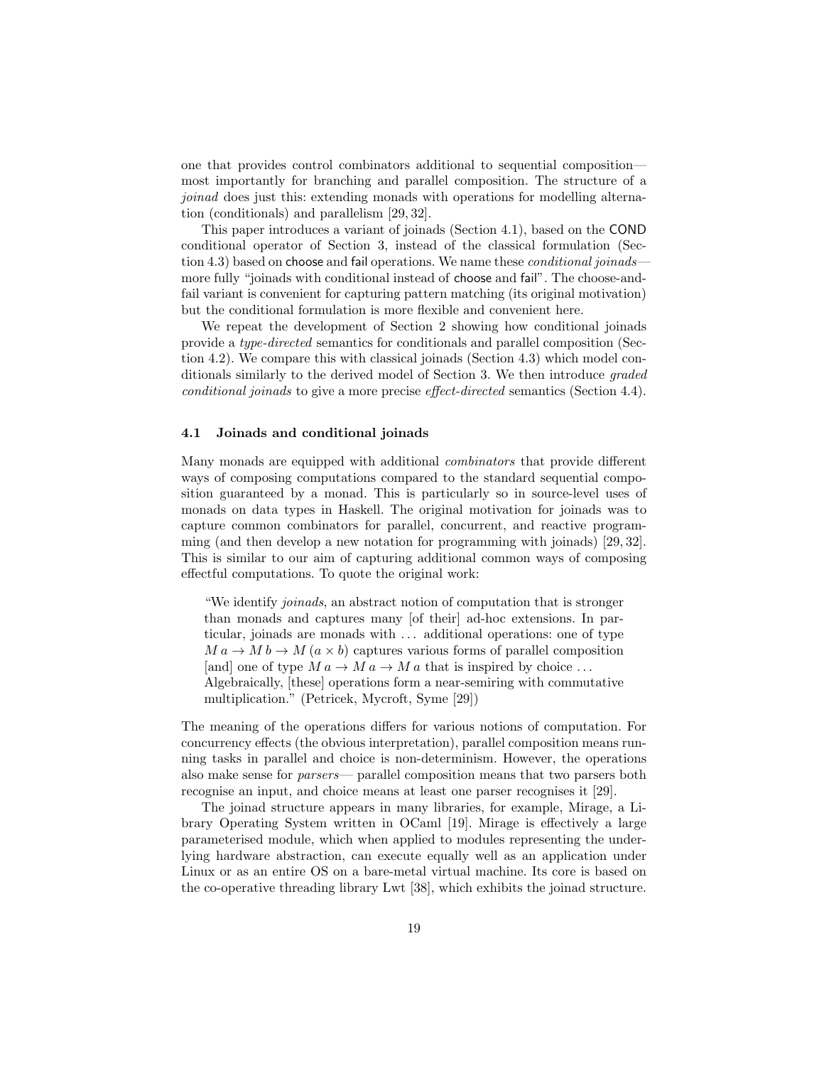one that provides control combinators additional to sequential composition—most importantly for branching and parallel composition. The structure of a *joinad* does just this: extending monads with operations for modelling alternation (conditionals) and parallelism [29, 32].

This paper introduces a variant of joinads (Section 4.1), based on the COND conditional operator of Section 3, instead of the classical formulation (Section 4.3) based on choose and fail operations. We name these *conditional joinads*—more fully "joinads with conditional instead of choose and fail". The choose-and-fail variant is convenient for capturing pattern matching (its original motivation) but the conditional formulation is more flexible and convenient here.

We repeat the development of Section 2 showing how conditional joinads provide a *type-directed* semantics for conditionals and parallel composition (Section 4.2). We compare this with classical joinads (Section 4.3) which model conditionals similarly to the derived model of Section 3. We then introduce *graded conditional joinads* to give a more precise *effect-directed* semantics (Section 4.4).

### 4.1 Joinads and conditional joinads

Many monads are equipped with additional *combinators* that provide different ways of composing computations compared to the standard sequential composition guaranteed by a monad. This is particularly so in source-level uses of monads on data types in Haskell. The original motivation for joinads was to capture common combinators for parallel, concurrent, and reactive programming (and then develop a new notation for programming with joinads) [29, 32]. This is similar to our aim of capturing additional common ways of composing effectful computations. To quote the original work:

> "We identify *joinads*, an abstract notion of computation that is stronger than monads and captures many [of their] ad-hoc extensions. In particular, joinads are monads with ... additional operations: one of type $M\,a \to M\,b \to M\,(a \times b)$ captures various forms of parallel composition [and] one of type $M\,a \to M\,a \to M\,a$ that is inspired by choice ... Algebraically, [these] operations form a near-semiring with commutative multiplication." (Petricek, Mycroft, Syme [29])

The meaning of the operations differs for various notions of computation. For concurrency effects (the obvious interpretation), parallel composition means running tasks in parallel and choice is non-determinism. However, the operations also make sense for *parsers*— parallel composition means that two parsers both recognise an input, and choice means at least one parser recognises it [29].

The joinad structure appears in many libraries, for example, Mirage, a Library Operating System written in OCaml [19]. Mirage is effectively a large parameterised module, which when applied to modules representing the underlying hardware abstraction, can execute equally well as an application under Linux or as an entire OS on a bare-metal virtual machine. Its core is based on the co-operative threading library Lwt [38], which exhibits the joinad structure.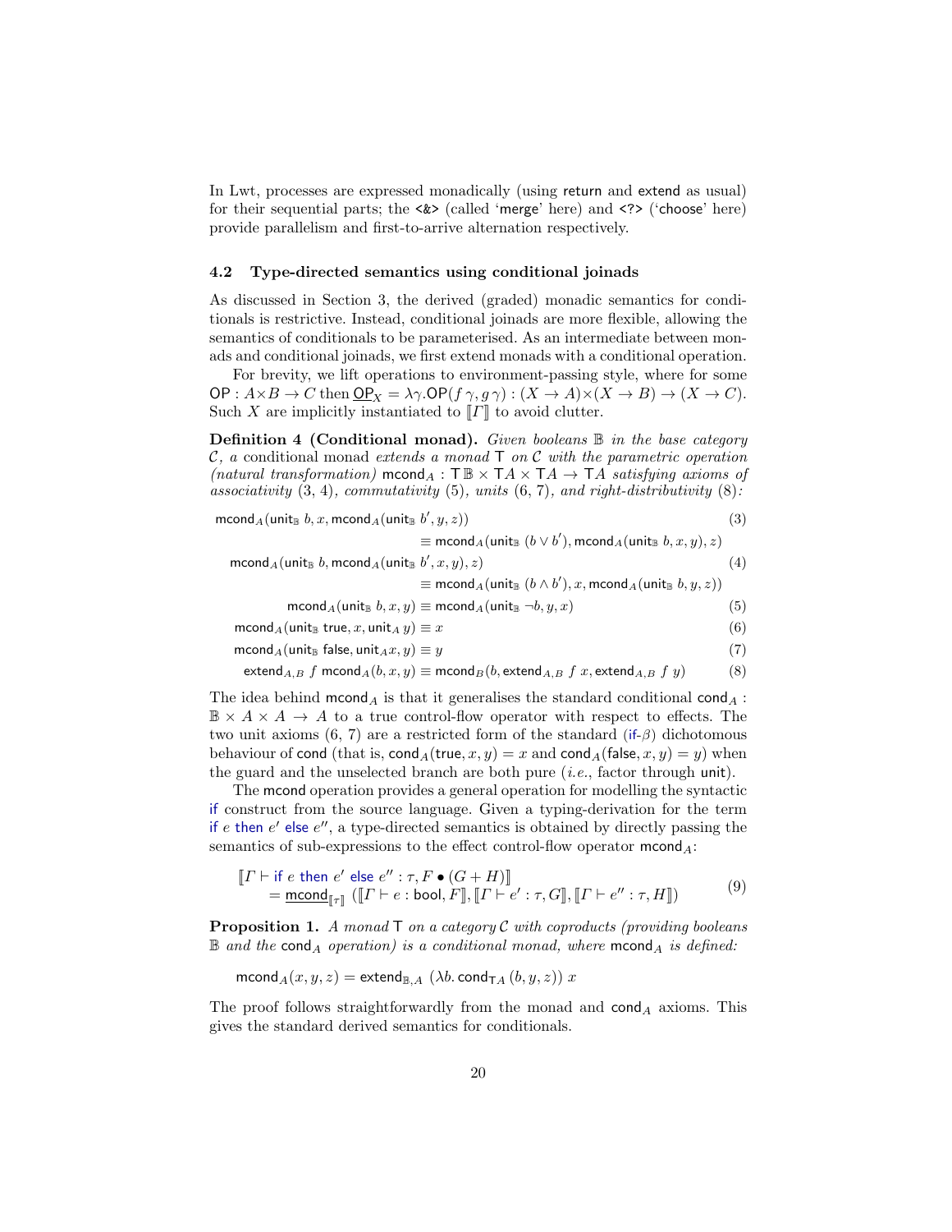In Lwt, processes are expressed monadically (using return and extend as usual) for their sequential parts; the <&> (called 'merge' here) and <?> ('choose' here) provide parallelism and first-to-arrive alternation respectively.

### 4.2 Type-directed semantics using conditional joinads

As discussed in Section 3, the derived (graded) monadic semantics for conditionals is restrictive. Instead, conditional joinads are more flexible, allowing the semantics of conditionals to be parameterised. As an intermediate between monads and conditional joinads, we first extend monads with a conditional operation.

For brevity, we lift operations to environment-passing style, where for some $\mathsf{OP} : A \times B \to C$ then $\underline{\mathsf{OP}}_X = \lambda\gamma.\mathsf{OP}(f\,\gamma, g\,\gamma) : (X \to A) \times (X \to B) \to (X \to C)$. Such $X$ are implicitly instantiated to $[\![\Gamma]\!]$ to avoid clutter.

**Definition 4 (Conditional monad).** *Given booleans $\mathbb{B}$ in the base category $\mathcal{C}$, a* conditional monad *extends a monad $\mathsf{T}$ on $\mathcal{C}$ with the parametric operation (natural transformation) $\mathsf{mcond}_A : \mathsf{T}\mathbb{B} \times \mathsf{T}A \times \mathsf{T}A \to \mathsf{T}A$ satisfying axioms of associativity (3, 4), commutativity (5), units (6, 7), and right-distributivity (8):*

$$\mathsf{mcond}_A(\mathsf{unit}_{\mathbb{B}}\ b, x, \mathsf{mcond}_A(\mathsf{unit}_{\mathbb{B}}\ b', y, z)) \equiv \mathsf{mcond}_A(\mathsf{unit}_{\mathbb{B}}\ (b \vee b'), \mathsf{mcond}_A(\mathsf{unit}_{\mathbb{B}}\ b, x, y), z) \tag{3}$$

$$\mathsf{mcond}_A(\mathsf{unit}_{\mathbb{B}}\ b, \mathsf{mcond}_A(\mathsf{unit}_{\mathbb{B}}\ b', x, y), z) \equiv \mathsf{mcond}_A(\mathsf{unit}_{\mathbb{B}}\ (b \wedge b'), x, \mathsf{mcond}_A(\mathsf{unit}_{\mathbb{B}}\ b, y, z)) \tag{4}$$

$$\mathsf{mcond}_A(\mathsf{unit}_{\mathbb{B}}\ b, x, y) \equiv \mathsf{mcond}_A(\mathsf{unit}_{\mathbb{B}}\ \neg b, y, x) \tag{5}$$

$$\mathsf{mcond}_A(\mathsf{unit}_{\mathbb{B}}\ \mathsf{true}, x, \mathsf{unit}_A\ y) \equiv x \tag{6}$$

$$\mathsf{mcond}_A(\mathsf{unit}_{\mathbb{B}}\ \mathsf{false}, \mathsf{unit}_A x, y) \equiv y \tag{7}$$

$$\mathsf{extend}_{A,B}\ f\ \mathsf{mcond}_A(b, x, y) \equiv \mathsf{mcond}_B(b, \mathsf{extend}_{A,B}\ f\ x, \mathsf{extend}_{A,B}\ f\ y) \tag{8}$$

The idea behind $\mathsf{mcond}_A$ is that it generalises the standard conditional $\mathsf{cond}_A : \mathbb{B} \times A \times A \to A$ to a true control-flow operator with respect to effects. The two unit axioms (6, 7) are a restricted form of the standard (if-$\beta$) dichotomous behaviour of cond (that is, $\mathsf{cond}_A(\mathsf{true}, x, y) = x$ and $\mathsf{cond}_A(\mathsf{false}, x, y) = y$) when the guard and the unselected branch are both pure (*i.e.*, factor through unit).

The mcond operation provides a general operation for modelling the syntactic if construct from the source language. Given a typing-derivation for the term if $e$ then $e'$ else $e''$, a type-directed semantics is obtained by directly passing the semantics of sub-expressions to the effect control-flow operator $\mathsf{mcond}_A$:

$$[\![\Gamma \vdash \text{if } e \text{ then } e' \text{ else } e'' : \tau, F \bullet (G + H)]\!] = \underline{\mathsf{mcond}}_{[\![\tau]\!]}\ ([\![\Gamma \vdash e : \mathsf{bool}, F]\!], [\![\Gamma \vdash e' : \tau, G]\!], [\![\Gamma \vdash e'' : \tau, H]\!]) \tag{9}$$

**Proposition 1.** *A monad $\mathsf{T}$ on a category $\mathcal{C}$ with coproducts (providing booleans $\mathbb{B}$ and the $\mathsf{cond}_A$ operation) is a conditional monad, where $\mathsf{mcond}_A$ is defined:*

$$\mathsf{mcond}_A(x, y, z) = \mathsf{extend}_{\mathbb{B},A}\ (\lambda b.\, \mathsf{cond}_{\mathsf{T}A}\,(b, y, z))\ x$$

The proof follows straightforwardly from the monad and $\mathsf{cond}_A$ axioms. This gives the standard derived semantics for conditionals.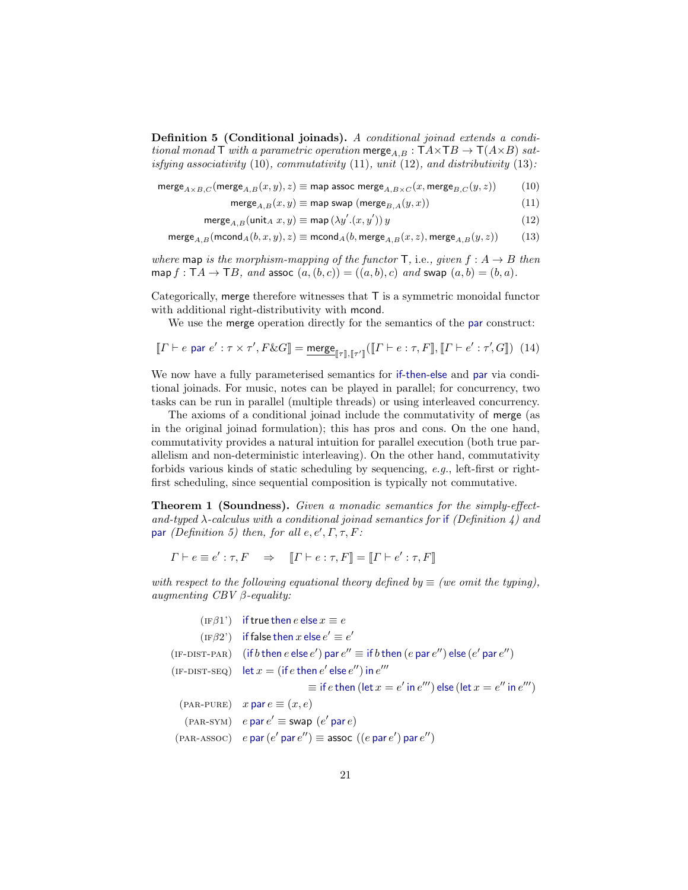**Definition 5 (Conditional joinads).** *A conditional joinad extends a conditional monad* $\mathsf{T}$ *with a parametric operation* $\mathsf{merge}_{A,B} : \mathsf{T}A \times \mathsf{T}B \to \mathsf{T}(A \times B)$ *satisfying associativity* (10)*, commutativity* (11)*, unit* (12)*, and distributivity* (13)*:*

$$\mathsf{merge}_{A\times B,C}(\mathsf{merge}_{A,B}(x,y),z) \equiv \mathsf{map}\ \mathsf{assoc}\ \mathsf{merge}_{A,B\times C}(x, \mathsf{merge}_{B,C}(y,z)) \tag{10}$$

$$\mathsf{merge}_{A,B}(x,y) \equiv \mathsf{map}\ \mathsf{swap}\ (\mathsf{merge}_{B,A}(y,x)) \tag{11}$$

$$\mathsf{merge}_{A,B}(\mathsf{unit}_A\ x, y) \equiv \mathsf{map}\ (\lambda y'.(x,y'))\ y \tag{12}$$

$$\mathsf{merge}_{A,B}(\mathsf{mcond}_A(b,x,y),z) \equiv \mathsf{mcond}_A(b, \mathsf{merge}_{A,B}(x,z), \mathsf{merge}_{A,B}(y,z)) \tag{13}$$

*where* $\mathsf{map}$ *is the morphism-mapping of the functor* $\mathsf{T}$*, i.e., given* $f : A \to B$ *then* $\mathsf{map}\ f : \mathsf{T}A \to \mathsf{T}B$*, and* $\mathsf{assoc}\ (a,(b,c)) = ((a,b),c)$ *and* $\mathsf{swap}\ (a,b) = (b,a)$*.*

Categorically, $\mathsf{merge}$ therefore witnesses that $\mathsf{T}$ is a symmetric monoidal functor with additional right-distributivity with $\mathsf{mcond}$.

We use the $\mathsf{merge}$ operation directly for the semantics of the par construct:

$$[\![\Gamma \vdash e\ \mathsf{par}\ e' : \tau \times \tau', F \& G]\!] = \underline{\mathsf{merge}}_{[\![\tau]\!],[\![\tau']\!]}([\![\Gamma \vdash e : \tau, F]\!], [\![\Gamma \vdash e' : \tau', G]\!]) \tag{14}$$

We now have a fully parameterised semantics for if-then-else and par via conditional joinads. For music, notes can be played in parallel; for concurrency, two tasks can be run in parallel (multiple threads) or using interleaved concurrency.

The axioms of a conditional joinad include the commutativity of $\mathsf{merge}$ (as in the original joinad formulation); this has pros and cons. On the one hand, commutativity provides a natural intuition for parallel execution (both true parallelism and non-deterministic interleaving). On the other hand, commutativity forbids various kinds of static scheduling by sequencing, *e.g.*, left-first or right-first scheduling, since sequential composition is typically not commutative.

**Theorem 1 (Soundness).** *Given a monadic semantics for the simply-effect-and-typed* $\lambda$*-calculus with a conditional joinad semantics for* if *(Definition 4) and* par *(Definition 5) then, for all* $e, e', \Gamma, \tau, F$*:*

$$\Gamma \vdash e \equiv e' : \tau, F \quad \Rightarrow \quad [\![\Gamma \vdash e : \tau, F]\!] = [\![\Gamma \vdash e' : \tau, F]\!]$$

*with respect to the following equational theory defined by* $\equiv$ *(we omit the typing), augmenting CBV* $\beta$*-equality:*

$$
\begin{array}{rl}
(\text{IF}\beta1') & \mathsf{if}\ \mathsf{true}\ \mathsf{then}\ e\ \mathsf{else}\ x \equiv e \\
(\text{IF}\beta2') & \mathsf{if}\ \mathsf{false}\ \mathsf{then}\ x\ \mathsf{else}\ e' \equiv e' \\
(\text{IF-DIST-PAR}) & (\mathsf{if}\ b\ \mathsf{then}\ e\ \mathsf{else}\ e')\ \mathsf{par}\ e'' \equiv \mathsf{if}\ b\ \mathsf{then}\ (e\ \mathsf{par}\ e'')\ \mathsf{else}\ (e'\ \mathsf{par}\ e'') \\
(\text{IF-DIST-SEQ}) & \mathsf{let}\ x = (\mathsf{if}\ e\ \mathsf{then}\ e'\ \mathsf{else}\ e'')\ \mathsf{in}\ e''' \\
 & \qquad \equiv \mathsf{if}\ e\ \mathsf{then}\ (\mathsf{let}\ x = e'\ \mathsf{in}\ e''')\ \mathsf{else}\ (\mathsf{let}\ x = e''\ \mathsf{in}\ e''') \\
(\text{PAR-PURE}) & x\ \mathsf{par}\ e \equiv (x, e) \\
(\text{PAR-SYM}) & e\ \mathsf{par}\ e' \equiv \mathsf{swap}\ (e'\ \mathsf{par}\ e) \\
(\text{PAR-ASSOC}) & e\ \mathsf{par}\ (e'\ \mathsf{par}\ e'') \equiv \mathsf{assoc}\ ((e\ \mathsf{par}\ e')\ \mathsf{par}\ e'')
\end{array}
$$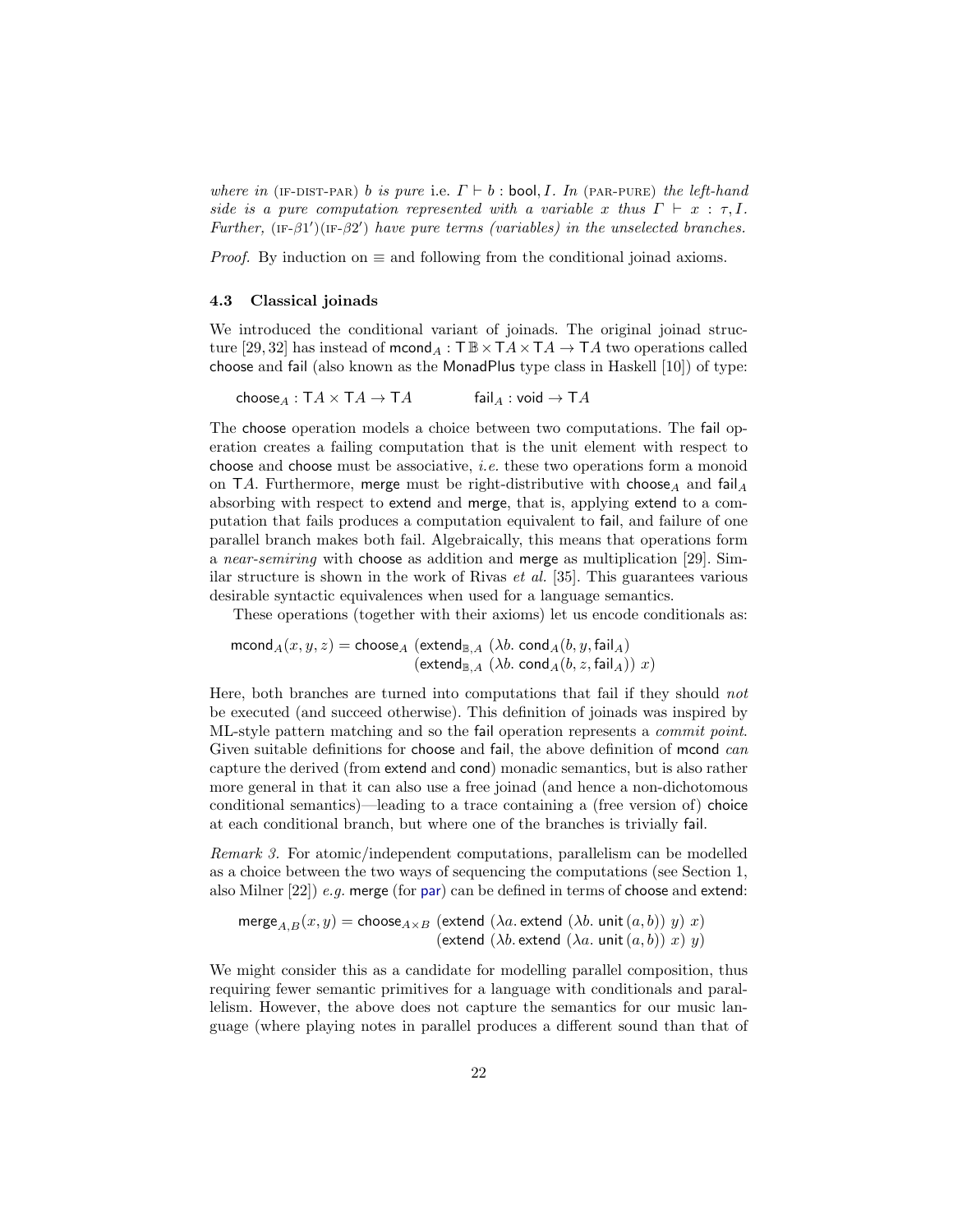*where in* (IF-DIST-PAR) *b is pure* i.e. $\Gamma \vdash b : \mathsf{bool}, I$. *In* (PAR-PURE) *the left-hand side is a pure computation represented with a variable $x$ thus $\Gamma \vdash x : \tau, I$. Further,* (IF-$\beta 1'$)(IF-$\beta 2'$) *have pure terms (variables) in the unselected branches.*

*Proof.* By induction on $\equiv$ and following from the conditional joinad axioms.

### 4.3 Classical joinads

We introduced the conditional variant of joinads. The original joinad structure [29, 32] has instead of $\mathsf{mcond}_A : \mathsf{T}\,\mathbb{B} \times \mathsf{T}A \times \mathsf{T}A \to \mathsf{T}A$ two operations called choose and fail (also known as the MonadPlus type class in Haskell [10]) of type:

$$\mathsf{choose}_A : \mathsf{T}A \times \mathsf{T}A \to \mathsf{T}A \qquad\qquad \mathsf{fail}_A : \mathsf{void} \to \mathsf{T}A$$

The choose operation models a choice between two computations. The fail operation creates a failing computation that is the unit element with respect to choose and choose must be associative, *i.e.* these two operations form a monoid on $\mathsf{T}A$. Furthermore, merge must be right-distributive with $\mathsf{choose}_A$ and $\mathsf{fail}_A$ absorbing with respect to extend and merge, that is, applying extend to a computation that fails produces a computation equivalent to fail, and failure of one parallel branch makes both fail. Algebraically, this means that operations form a *near-semiring* with choose as addition and merge as multiplication [29]. Similar structure is shown in the work of Rivas *et al.* [35]. This guarantees various desirable syntactic equivalences when used for a language semantics.

These operations (together with their axioms) let us encode conditionals as:

$$\begin{aligned}\mathsf{mcond}_A(x, y, z) = \mathsf{choose}_A\ &(\mathsf{extend}_{\mathbb{B},A}\ (\lambda b.\ \mathsf{cond}_A(b, y, \mathsf{fail}_A)) \\ &(\mathsf{extend}_{\mathbb{B},A}\ (\lambda b.\ \mathsf{cond}_A(b, z, \mathsf{fail}_A))\ x)\end{aligned}$$

Here, both branches are turned into computations that fail if they should *not* be executed (and succeed otherwise). This definition of joinads was inspired by ML-style pattern matching and so the fail operation represents a *commit point*. Given suitable definitions for choose and fail, the above definition of mcond *can* capture the derived (from extend and cond) monadic semantics, but is also rather more general in that it can also use a free joinad (and hence a non-dichotomous conditional semantics)—leading to a trace containing a (free version of) choice at each conditional branch, but where one of the branches is trivially fail.

*Remark 3.* For atomic/independent computations, parallelism can be modelled as a choice between the two ways of sequencing the computations (see Section 1, also Milner [22]) *e.g.* merge (for par) can be defined in terms of choose and extend:

$$\begin{aligned}\mathsf{merge}_{A,B}(x, y) = \mathsf{choose}_{A\times B}\ &(\mathsf{extend}\ (\lambda a.\ \mathsf{extend}\ (\lambda b.\ \mathsf{unit}\,(a, b))\ y)\ x) \\ &(\mathsf{extend}\ (\lambda b.\ \mathsf{extend}\ (\lambda a.\ \mathsf{unit}\,(a, b))\ x)\ y)\end{aligned}$$

We might consider this as a candidate for modelling parallel composition, thus requiring fewer semantic primitives for a language with conditionals and parallelism. However, the above does not capture the semantics for our music language (where playing notes in parallel produces a different sound than that of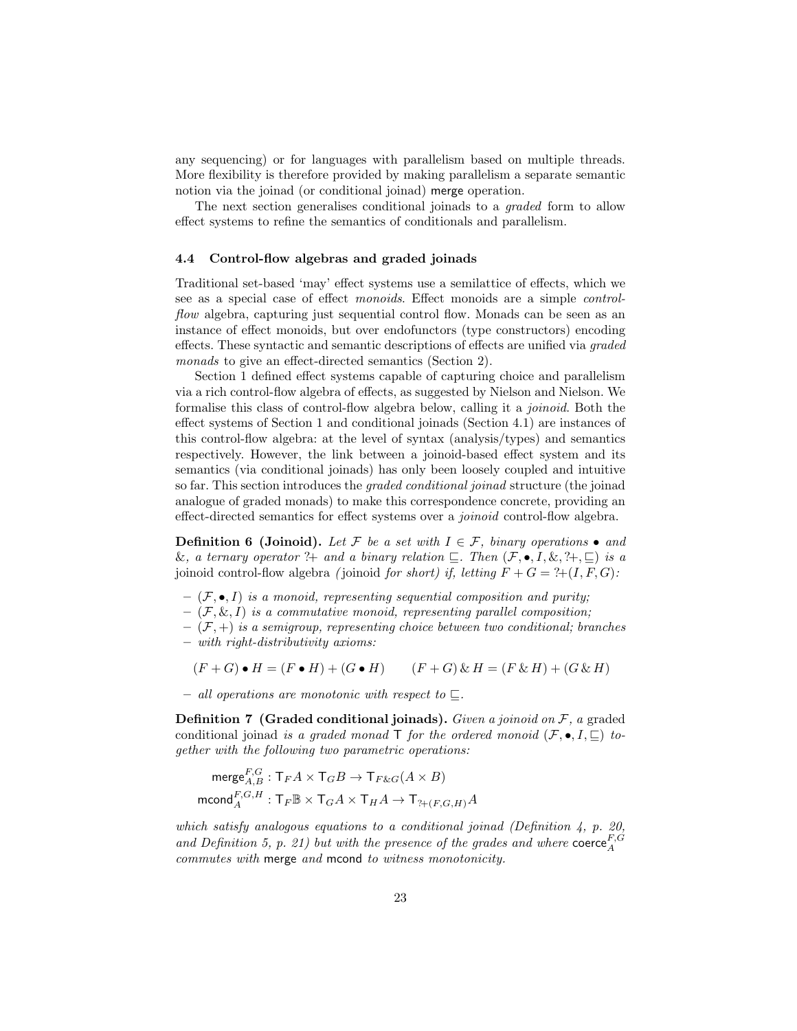any sequencing) or for languages with parallelism based on multiple threads. More flexibility is therefore provided by making parallelism a separate semantic notion via the joinad (or conditional joinad) merge operation.

The next section generalises conditional joinads to a *graded* form to allow effect systems to refine the semantics of conditionals and parallelism.

### 4.4 Control-flow algebras and graded joinads

Traditional set-based 'may' effect systems use a semilattice of effects, which we see as a special case of effect *monoids*. Effect monoids are a simple *control-flow* algebra, capturing just sequential control flow. Monads can be seen as an instance of effect monoids, but over endofunctors (type constructors) encoding effects. These syntactic and semantic descriptions of effects are unified via *graded monads* to give an effect-directed semantics (Section 2).

Section 1 defined effect systems capable of capturing choice and parallelism via a rich control-flow algebra of effects, as suggested by Nielson and Nielson. We formalise this class of control-flow algebra below, calling it a *joinoid*. Both the effect systems of Section 1 and conditional joinads (Section 4.1) are instances of this control-flow algebra: at the level of syntax (analysis/types) and semantics respectively. However, the link between a joinoid-based effect system and its semantics (via conditional joinads) has only been loosely coupled and intuitive so far. This section introduces the *graded conditional joinad* structure (the joinad analogue of graded monads) to make this correspondence concrete, providing an effect-directed semantics for effect systems over a *joinoid* control-flow algebra.

**Definition 6 (Joinoid).** *Let $\mathcal{F}$ be a set with $I \in \mathcal{F}$, binary operations $\bullet$ and $\&$, a ternary operator $?\!+$ and a binary relation $\sqsubseteq$. Then $(\mathcal{F}, \bullet, I, \&, ?\!+, \sqsubseteq)$ is a* joinoid control-flow algebra *(*joinoid *for short) if, letting $F + G = ?\!+(I, F, G)$:*

- *$(\mathcal{F}, \bullet, I)$ is a monoid, representing sequential composition and purity;*
- *$(\mathcal{F}, \&, I)$ is a commutative monoid, representing parallel composition;*
- *$(\mathcal{F}, +)$ is a semigroup, representing choice between two conditional; branches*
- *with right-distributivity axioms:*

$$(F + G) \bullet H = (F \bullet H) + (G \bullet H) \qquad (F + G) \,\&\, H = (F \,\&\, H) + (G \,\&\, H)$$

- *all operations are monotonic with respect to $\sqsubseteq$.*

**Definition 7 (Graded conditional joinads).** *Given a joinoid on $\mathcal{F}$, a* graded conditional joinad *is a graded monad $\mathsf{T}$ for the ordered monoid $(\mathcal{F}, \bullet, I, \sqsubseteq)$ together with the following two parametric operations:*

$$\mathsf{merge}^{F,G}_{A,B} : \mathsf{T}_F A \times \mathsf{T}_G B \to \mathsf{T}_{F \& G}(A \times B)$$
$$\mathsf{mcond}^{F,G,H}_{A} : \mathsf{T}_F \mathbb{B} \times \mathsf{T}_G A \times \mathsf{T}_H A \to \mathsf{T}_{?+(F,G,H)} A$$

*which satisfy analogous equations to a conditional joinad (Definition 4, p. 20, and Definition 5, p. 21) but with the presence of the grades and where $\mathsf{coerce}^{F,G}_{A}$ commutes with* merge *and* mcond *to witness monotonicity.*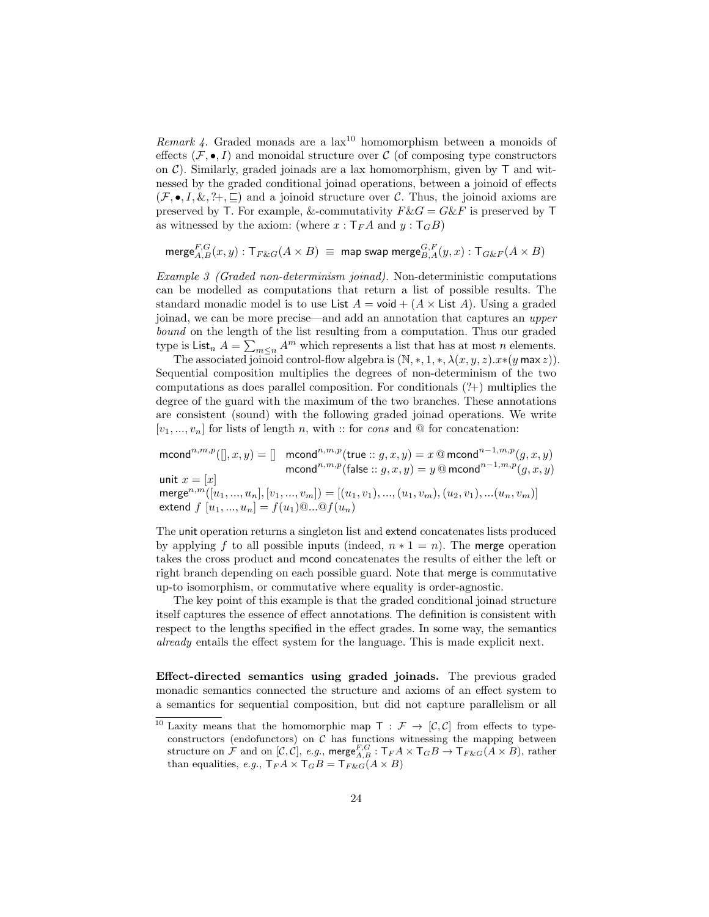*Remark 4.* Graded monads are a lax[10] homomorphism between a monoids of effects $(\mathcal{F}, \bullet, I)$ and monoidal structure over $\mathcal{C}$ (of composing type constructors on $\mathcal{C}$). Similarly, graded joinads are a lax homomorphism, given by $\mathsf{T}$ and witnessed by the graded conditional joinad operations, between a joinoid of effects $(\mathcal{F}, \bullet, I, \&, ?\!+, \sqsubseteq)$ and a joinoid structure over $\mathcal{C}$. Thus, the joinoid axioms are preserved by $\mathsf{T}$. For example, &-commutativity $F \& G = G \& F$ is preserved by $\mathsf{T}$ as witnessed by the axiom: (where $x : \mathsf{T}_F A$ and $y : \mathsf{T}_G B$)

$$\mathsf{merge}^{F,G}_{A,B}(x, y) : \mathsf{T}_{F\&G}(A \times B) \;\equiv\; \mathsf{map\ swap\ merge}^{G,F}_{B,A}(y, x) : \mathsf{T}_{G\&F}(A \times B)$$

*Example 3 (Graded non-determinism joinad).* Non-deterministic computations can be modelled as computations that return a list of possible results. The standard monadic model is to use $\mathsf{List}\ A = \mathsf{void} + (A \times \mathsf{List}\ A)$. Using a graded joinad, we can be more precise—and add an annotation that captures an *upper bound* on the length of the list resulting from a computation. Thus our graded type is $\mathsf{List}_n\ A = \sum_{m \leq n} A^m$ which represents a list that has at most $n$ elements.

The associated joinoid control-flow algebra is $(\mathbb{N}, *, 1, *, \lambda(x, y, z).x*(y \max z))$. Sequential composition multiplies the degrees of non-determinism of the two computations as does parallel composition. For conditionals $(?\!+)$ multiplies the degree of the guard with the maximum of the two branches. These annotations are consistent (sound) with the following graded joinad operations. We write $[v_1, ..., v_n]$ for lists of length $n$, with :: for *cons* and @ for concatenation:

$$\mathsf{mcond}^{n,m,p}([\,], x, y) = [\,] \quad \mathsf{mcond}^{n,m,p}(\mathsf{true} :: g, x, y) = x \mathbin{@} \mathsf{mcond}^{n-1,m,p}(g, x, y)$$
$$\mathsf{mcond}^{n,m,p}(\mathsf{false} :: g, x, y) = y \mathbin{@} \mathsf{mcond}^{n-1,m,p}(g, x, y)$$
$$\mathsf{unit}\ x = [x]$$
$$\mathsf{merge}^{n,m}([u_1, ..., u_n], [v_1, ..., v_m]) = [(u_1, v_1), ..., (u_1, v_m), (u_2, v_1), ...(u_n, v_m)]$$
$$\mathsf{extend}\ f\ [u_1, ..., u_n] = f(u_1)@...@f(u_n)$$

The $\mathsf{unit}$ operation returns a singleton list and $\mathsf{extend}$ concatenates lists produced by applying $f$ to all possible inputs (indeed, $n * 1 = n$). The $\mathsf{merge}$ operation takes the cross product and $\mathsf{mcond}$ concatenates the results of either the left or right branch depending on each possible guard. Note that $\mathsf{merge}$ is commutative up-to isomorphism, or commutative where equality is order-agnostic.

The key point of this example is that the graded conditional joinad structure itself captures the essence of effect annotations. The definition is consistent with respect to the lengths specified in the effect grades. In some way, the semantics *already* entails the effect system for the language. This is made explicit next.

**Effect-directed semantics using graded joinads.** The previous graded monadic semantics connected the structure and axioms of an effect system to a semantics for sequential composition, but did not capture parallelism or all

[10] Laxity means that the homomorphic map $\mathsf{T} : \mathcal{F} \to [\mathcal{C}, \mathcal{C}]$ from effects to type-constructors (endofunctors) on $\mathcal{C}$ has functions witnessing the mapping between structure on $\mathcal{F}$ and on $[\mathcal{C}, \mathcal{C}]$, *e.g.*, $\mathsf{merge}^{F,G}_{A,B} : \mathsf{T}_F A \times \mathsf{T}_G B \to \mathsf{T}_{F\&G}(A \times B)$, rather than equalities, *e.g.*, $\mathsf{T}_F A \times \mathsf{T}_G B = \mathsf{T}_{F\&G}(A \times B)$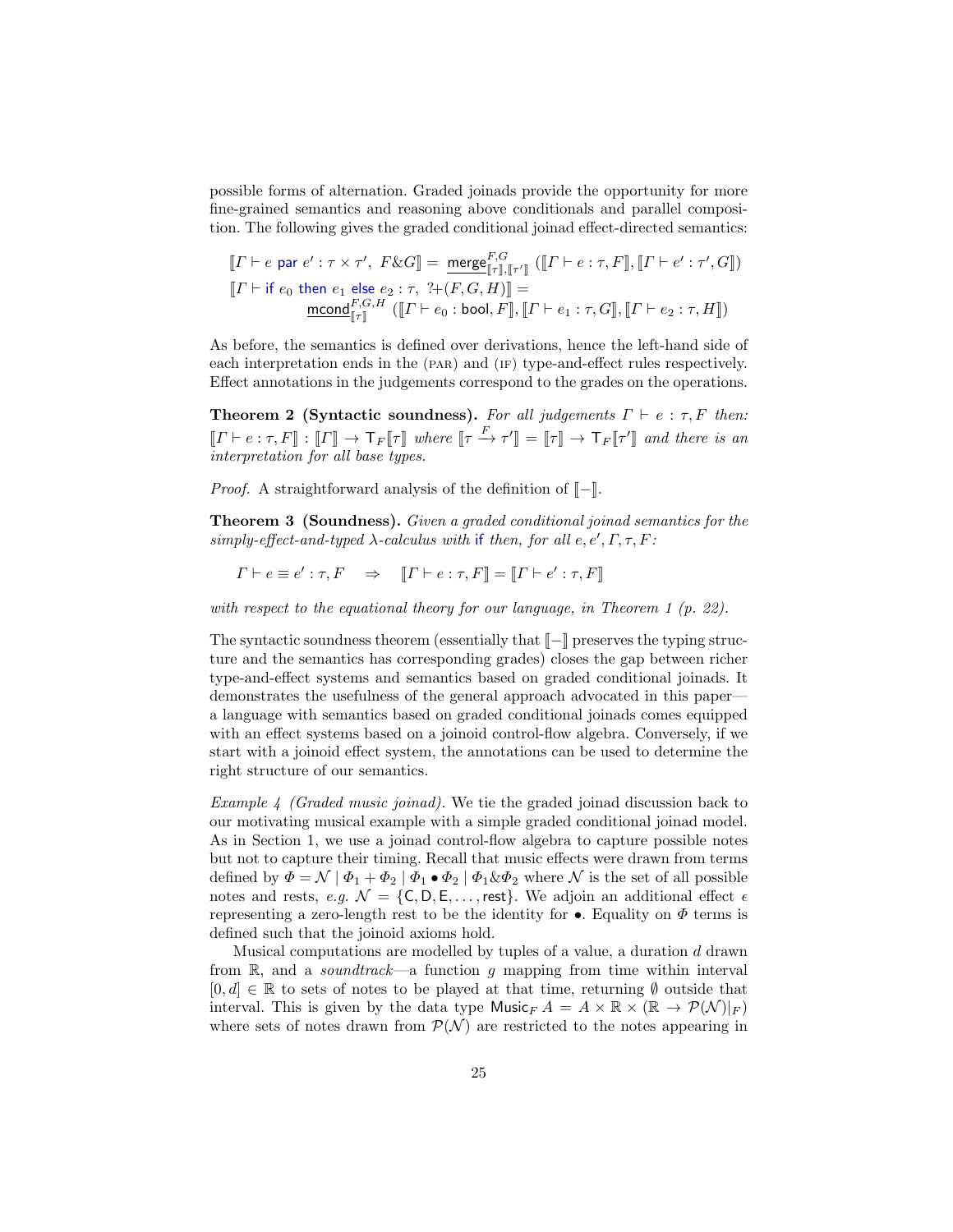possible forms of alternation. Graded joinads provide the opportunity for more fine-grained semantics and reasoning above conditionals and parallel composition. The following gives the graded conditional joinad effect-directed semantics:

$$\llbracket \Gamma \vdash e \;\textsf{par}\; e' : \tau \times \tau',\ F \& G \rrbracket = \underline{\mathsf{merge}}^{F,G}_{\llbracket \tau \rrbracket, \llbracket \tau' \rrbracket} \left( \llbracket \Gamma \vdash e : \tau, F \rrbracket, \llbracket \Gamma \vdash e' : \tau', G \rrbracket \right)$$

$$\llbracket \Gamma \vdash \textsf{if}\; e_0 \;\textsf{then}\; e_1 \;\textsf{else}\; e_2 : \tau,\ ?{+}(F, G, H) \rrbracket = \underline{\mathsf{mcond}}^{F,G,H}_{\llbracket \tau \rrbracket} \left( \llbracket \Gamma \vdash e_0 : \mathsf{bool}, F \rrbracket, \llbracket \Gamma \vdash e_1 : \tau, G \rrbracket, \llbracket \Gamma \vdash e_2 : \tau, H \rrbracket \right)$$

As before, the semantics is defined over derivations, hence the left-hand side of each interpretation ends in the (PAR) and (IF) type-and-effect rules respectively. Effect annotations in the judgements correspond to the grades on the operations.

**Theorem 2 (Syntactic soundness).** *For all judgements $\Gamma \vdash e : \tau, F$ then: $\llbracket \Gamma \vdash e : \tau, F \rrbracket : \llbracket \Gamma \rrbracket \to \mathsf{T}_F \llbracket \tau \rrbracket$ where $\llbracket \tau \xrightarrow{F} \tau' \rrbracket = \llbracket \tau \rrbracket \to \mathsf{T}_F \llbracket \tau' \rrbracket$ and there is an interpretation for all base types.*

*Proof.* A straightforward analysis of the definition of $\llbracket - \rrbracket$.

**Theorem 3 (Soundness).** *Given a graded conditional joinad semantics for the simply-effect-and-typed $\lambda$-calculus with* if *then, for all $e, e', \Gamma, \tau, F$:*

$$\Gamma \vdash e \equiv e' : \tau, F \quad \Rightarrow \quad \llbracket \Gamma \vdash e : \tau, F \rrbracket = \llbracket \Gamma \vdash e' : \tau, F \rrbracket$$

*with respect to the equational theory for our language, in Theorem 1 (p. 22).*

The syntactic soundness theorem (essentially that $\llbracket - \rrbracket$ preserves the typing structure and the semantics has corresponding grades) closes the gap between richer type-and-effect systems and semantics based on graded conditional joinads. It demonstrates the usefulness of the general approach advocated in this paper—a language with semantics based on graded conditional joinads comes equipped with an effect systems based on a joinoid control-flow algebra. Conversely, if we start with a joinoid effect system, the annotations can be used to determine the right structure of our semantics.

*Example 4 (Graded music joinad).* We tie the graded joinad discussion back to our motivating musical example with a simple graded conditional joinad model. As in Section 1, we use a joinad control-flow algebra to capture possible notes but not to capture their timing. Recall that music effects were drawn from terms defined by $\Phi = \mathcal{N} \mid \Phi_1 + \Phi_2 \mid \Phi_1 \bullet \Phi_2 \mid \Phi_1 \& \Phi_2$ where $\mathcal{N}$ is the set of all possible notes and rests, *e.g.* $\mathcal{N} = \{\mathsf{C}, \mathsf{D}, \mathsf{E}, \ldots, \mathsf{rest}\}$. We adjoin an additional effect $\epsilon$ representing a zero-length rest to be the identity for $\bullet$. Equality on $\Phi$ terms is defined such that the joinoid axioms hold.

Musical computations are modelled by tuples of a value, a duration $d$ drawn from $\mathbb{R}$, and a *soundtrack*—a function $g$ mapping from time within interval $[0, d] \in \mathbb{R}$ to sets of notes to be played at that time, returning $\emptyset$ outside that interval. This is given by the data type $\mathsf{Music}_F\, A = A \times \mathbb{R} \times (\mathbb{R} \to \mathcal{P}(\mathcal{N})|_F)$ where sets of notes drawn from $\mathcal{P}(\mathcal{N})$ are restricted to the notes appearing in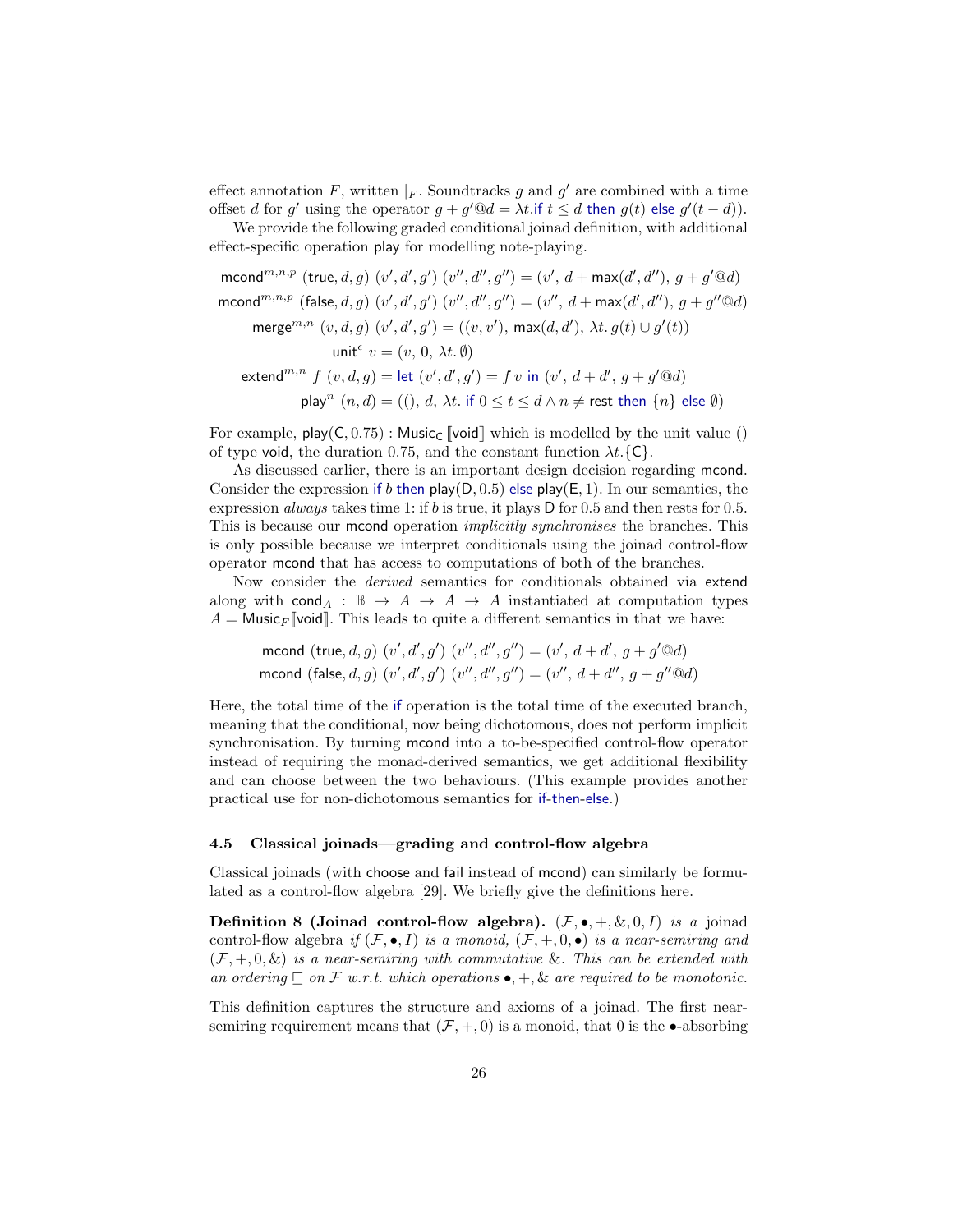effect annotation $F$, written $|_F$. Soundtracks $g$ and $g'$ are combined with a time offset $d$ for $g'$ using the operator $g + g'@d = \lambda t.\textsf{if } t \leq d \textsf{ then } g(t) \textsf{ else } g'(t-d)$).

We provide the following graded conditional joinad definition, with additional effect-specific operation play for modelling note-playing.

$$
\begin{aligned}
\mathsf{mcond}^{m,n,p}\ (\mathsf{true}, d, g)\ (v', d', g')\ (v'', d'', g'') &= (v',\ d + \max(d', d''),\ g + g'@d) \\
\mathsf{mcond}^{m,n,p}\ (\mathsf{false}, d, g)\ (v', d', g')\ (v'', d'', g'') &= (v'',\ d + \max(d', d''),\ g + g''@d) \\
\mathsf{merge}^{m,n}\ (v, d, g)\ (v', d', g') &= ((v, v'),\ \max(d, d'),\ \lambda t.\, g(t) \cup g'(t)) \\
\mathsf{unit}^{\epsilon}\ v &= (v,\ 0,\ \lambda t.\, \emptyset) \\
\mathsf{extend}^{m,n}\ f\ (v, d, g) &= \textsf{let } (v', d', g') = f\ v \textsf{ in } (v',\ d + d',\ g + g'@d) \\
\mathsf{play}^{n}\ (n, d) &= ((),\ d,\ \lambda t.\ \textsf{if } 0 \leq t \leq d \wedge n \neq \mathsf{rest} \textsf{ then } \{n\} \textsf{ else } \emptyset)
\end{aligned}
$$

For example, $\mathsf{play}(\mathsf{C}, 0.75) : \mathsf{Music}_{\mathsf{C}}\,[\![\mathsf{void}]\!]$ which is modelled by the unit value $()$ of type void, the duration 0.75, and the constant function $\lambda t.\{\mathsf{C}\}$.

As discussed earlier, there is an important design decision regarding mcond. Consider the expression if $b$ then play(D, 0.5) else play(E, 1). In our semantics, the expression *always* takes time 1: if $b$ is true, it plays D for 0.5 and then rests for 0.5. This is because our mcond operation *implicitly synchronises* the branches. This is only possible because we interpret conditionals using the joinad control-flow operator mcond that has access to computations of both of the branches.

Now consider the *derived* semantics for conditionals obtained via extend along with $\mathsf{cond}_A : \mathbb{B} \to A \to A \to A$ instantiated at computation types $A = \mathsf{Music}_F[\![\mathsf{void}]\!]$. This leads to quite a different semantics in that we have:

$$
\begin{aligned}
\mathsf{mcond}\ (\mathsf{true}, d, g)\ (v', d', g')\ (v'', d'', g'') &= (v',\ d + d',\ g + g'@d) \\
\mathsf{mcond}\ (\mathsf{false}, d, g)\ (v', d', g')\ (v'', d'', g'') &= (v'',\ d + d'',\ g + g''@d)
\end{aligned}
$$

Here, the total time of the if operation is the total time of the executed branch, meaning that the conditional, now being dichotomous, does not perform implicit synchronisation. By turning mcond into a to-be-specified control-flow operator instead of requiring the monad-derived semantics, we get additional flexibility and can choose between the two behaviours. (This example provides another practical use for non-dichotomous semantics for if-then-else.)

### 4.5 Classical joinads—grading and control-flow algebra

Classical joinads (with choose and fail instead of mcond) can similarly be formulated as a control-flow algebra [29]. We briefly give the definitions here.

**Definition 8 (Joinad control-flow algebra).** *$(\mathcal{F}, \bullet, +, \&, 0, I)$ is a* joinad control-flow algebra *if $(\mathcal{F}, \bullet, I)$ is a monoid, $(\mathcal{F}, +, 0, \bullet)$ is a near-semiring and $(\mathcal{F}, +, 0, \&)$ is a near-semiring with commutative $\&$. This can be extended with an ordering $\sqsubseteq$ on $\mathcal{F}$ w.r.t. which operations $\bullet, +, \&$ are required to be monotonic.*

This definition captures the structure and axioms of a joinad. The first near-semiring requirement means that $(\mathcal{F}, +, 0)$ is a monoid, that $0$ is the $\bullet$-absorbing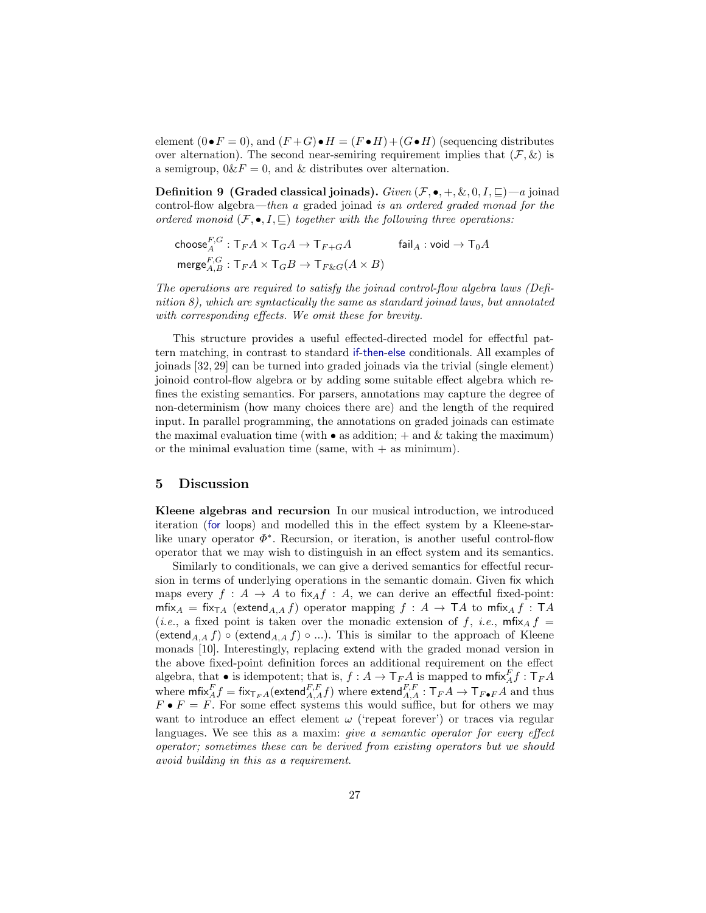element ($0 \bullet F = 0$), and $(F + G) \bullet H = (F \bullet H) + (G \bullet H)$ (sequencing distributes over alternation). The second near-semiring requirement implies that $(\mathcal{F}, \&)$ is a semigroup, $0 \& F = 0$, and $\&$ distributes over alternation.

**Definition 9 (Graded classical joinads).** *Given* $(\mathcal{F}, \bullet, +, \&, 0, I, \sqsubseteq)$*—a* joinad control-flow algebra*—then a* graded joinad *is an ordered graded monad for the ordered monoid* $(\mathcal{F}, \bullet, I, \sqsubseteq)$ *together with the following three operations:*

$$\mathsf{choose}^{F,G}_A : \mathsf{T}_F A \times \mathsf{T}_G A \to \mathsf{T}_{F+G} A \qquad \mathsf{fail}_A : \mathsf{void} \to \mathsf{T}_0 A$$

$$\mathsf{merge}^{F,G}_{A,B} : \mathsf{T}_F A \times \mathsf{T}_G B \to \mathsf{T}_{F \& G}(A \times B)$$

*The operations are required to satisfy the joinad control-flow algebra laws (Definition 8), which are syntactically the same as standard joinad laws, but annotated with corresponding effects. We omit these for brevity.*

This structure provides a useful effected-directed model for effectful pattern matching, in contrast to standard if-then-else conditionals. All examples of joinads [32, 29] can be turned into graded joinads via the trivial (single element) joinoid control-flow algebra or by adding some suitable effect algebra which refines the existing semantics. For parsers, annotations may capture the degree of non-determinism (how many choices there are) and the length of the required input. In parallel programming, the annotations on graded joinads can estimate the maximal evaluation time (with $\bullet$ as addition; $+$ and $\&$ taking the maximum) or the minimal evaluation time (same, with $+$ as minimum).

## 5 Discussion

**Kleene algebras and recursion** In our musical introduction, we introduced iteration (for loops) and modelled this in the effect system by a Kleene-star-like unary operator $\Phi^*$. Recursion, or iteration, is another useful control-flow operator that we may wish to distinguish in an effect system and its semantics.

Similarly to conditionals, we can give a derived semantics for effectful recursion in terms of underlying operations in the semantic domain. Given $\mathsf{fix}$ which maps every $f : A \to A$ to $\mathsf{fix}_A f : A$, we can derive an effectful fixed-point: $\mathsf{mfix}_A = \mathsf{fix}_{\mathsf{T}A}\ (\mathsf{extend}_{A,A}\, f)$ operator mapping $f : A \to \mathsf{T}A$ to $\mathsf{mfix}_A\, f : \mathsf{T}A$ (*i.e.*, a fixed point is taken over the monadic extension of $f$, *i.e.*, $\mathsf{mfix}_A\, f = (\mathsf{extend}_{A,A}\, f) \circ (\mathsf{extend}_{A,A}\, f) \circ \ldots$). This is similar to the approach of Kleene monads [10]. Interestingly, replacing $\mathsf{extend}$ with the graded monad version in the above fixed-point definition forces an additional requirement on the effect algebra, that $\bullet$ is idempotent; that is, $f : A \to \mathsf{T}_F A$ is mapped to $\mathsf{mfix}^F_A f : \mathsf{T}_F A$ where $\mathsf{mfix}^F_A f = \mathsf{fix}_{\mathsf{T}_F A}(\mathsf{extend}^{F,F}_{A,A} f)$ where $\mathsf{extend}^{F,F}_{A,A} : \mathsf{T}_F A \to \mathsf{T}_{F \bullet F} A$ and thus $F \bullet F = F$. For some effect systems this would suffice, but for others we may want to introduce an effect element $\omega$ ('repeat forever') or traces via regular languages. We see this as a maxim: *give a semantic operator for every effect operator; sometimes these can be derived from existing operators but we should avoid building in this as a requirement.*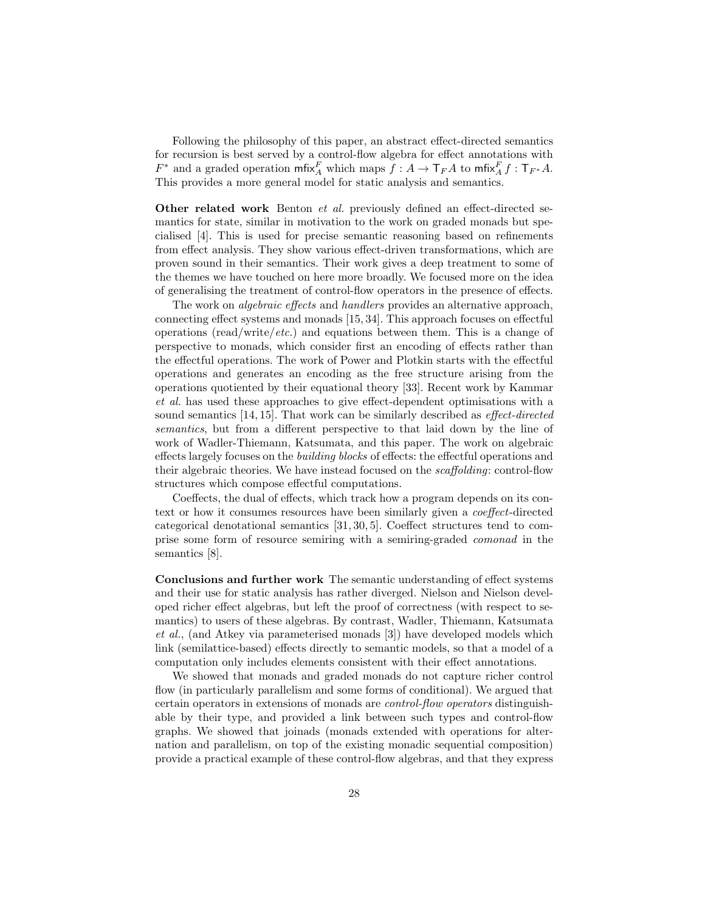Following the philosophy of this paper, an abstract effect-directed semantics for recursion is best served by a control-flow algebra for effect annotations with $F^*$ and a graded operation $\mathsf{mfix}^F_A$ which maps $f : A \to \mathsf{T}_F A$ to $\mathsf{mfix}^F_A f : \mathsf{T}_{F^*} A$. This provides a more general model for static analysis and semantics.

**Other related work** Benton *et al.* previously defined an effect-directed semantics for state, similar in motivation to the work on graded monads but specialised [4]. This is used for precise semantic reasoning based on refinements from effect analysis. They show various effect-driven transformations, which are proven sound in their semantics. Their work gives a deep treatment to some of the themes we have touched on here more broadly. We focused more on the idea of generalising the treatment of control-flow operators in the presence of effects.

The work on *algebraic effects* and *handlers* provides an alternative approach, connecting effect systems and monads [15, 34]. This approach focuses on effectful operations (read/write/*etc.*) and equations between them. This is a change of perspective to monads, which consider first an encoding of effects rather than the effectful operations. The work of Power and Plotkin starts with the effectful operations and generates an encoding as the free structure arising from the operations quotiented by their equational theory [33]. Recent work by Kammar *et al.* has used these approaches to give effect-dependent optimisations with a sound semantics [14, 15]. That work can be similarly described as *effect-directed semantics*, but from a different perspective to that laid down by the line of work of Wadler-Thiemann, Katsumata, and this paper. The work on algebraic effects largely focuses on the *building blocks* of effects: the effectful operations and their algebraic theories. We have instead focused on the *scaffolding*: control-flow structures which compose effectful computations.

Coeffects, the dual of effects, which track how a program depends on its context or how it consumes resources have been similarly given a *coeffect*-directed categorical denotational semantics [31, 30, 5]. Coeffect structures tend to comprise some form of resource semiring with a semiring-graded *comonad* in the semantics [8].

**Conclusions and further work** The semantic understanding of effect systems and their use for static analysis has rather diverged. Nielson and Nielson developed richer effect algebras, but left the proof of correctness (with respect to semantics) to users of these algebras. By contrast, Wadler, Thiemann, Katsumata *et al.*, (and Atkey via parameterised monads [3]) have developed models which link (semilattice-based) effects directly to semantic models, so that a model of a computation only includes elements consistent with their effect annotations.

We showed that monads and graded monads do not capture richer control flow (in particularly parallelism and some forms of conditional). We argued that certain operators in extensions of monads are *control-flow operators* distinguishable by their type, and provided a link between such types and control-flow graphs. We showed that joinads (monads extended with operations for alternation and parallelism, on top of the existing monadic sequential composition) provide a practical example of these control-flow algebras, and that they express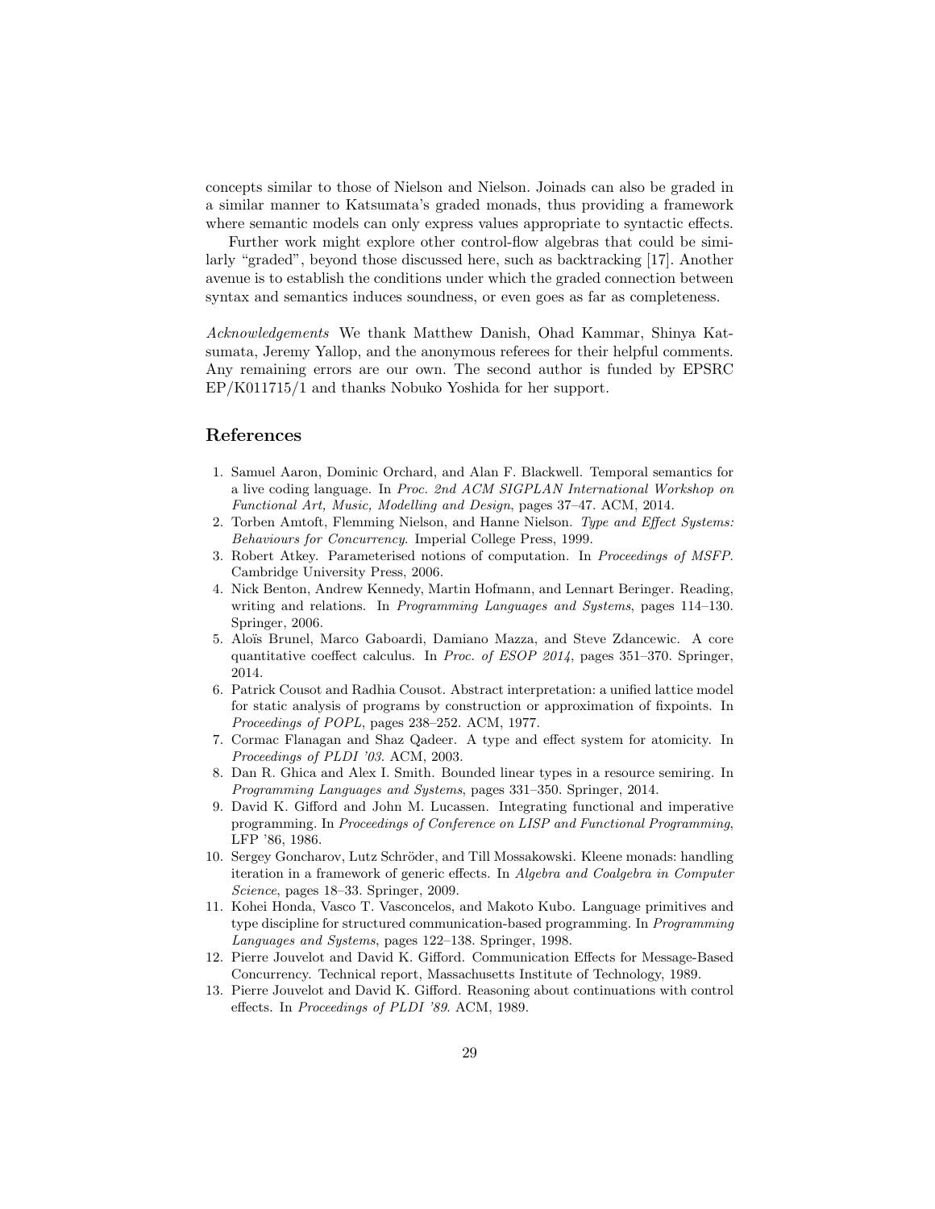concepts similar to those of Nielson and Nielson. Joinads can also be graded in a similar manner to Katsumata's graded monads, thus providing a framework where semantic models can only express values appropriate to syntactic effects.

Further work might explore other control-flow algebras that could be similarly "graded", beyond those discussed here, such as backtracking [17]. Another avenue is to establish the conditions under which the graded connection between syntax and semantics induces soundness, or even goes as far as completeness.

*Acknowledgements* We thank Matthew Danish, Ohad Kammar, Shinya Katsumata, Jeremy Yallop, and the anonymous referees for their helpful comments. Any remaining errors are our own. The second author is funded by EPSRC EP/K011715/1 and thanks Nobuko Yoshida for her support.

## References

1. Samuel Aaron, Dominic Orchard, and Alan F. Blackwell. Temporal semantics for a live coding language. In *Proc. 2nd ACM SIGPLAN International Workshop on Functional Art, Music, Modelling and Design*, pages 37–47. ACM, 2014.
2. Torben Amtoft, Flemming Nielson, and Hanne Nielson. *Type and Effect Systems: Behaviours for Concurrency*. Imperial College Press, 1999.
3. Robert Atkey. Parameterised notions of computation. In *Proceedings of MSFP*. Cambridge University Press, 2006.
4. Nick Benton, Andrew Kennedy, Martin Hofmann, and Lennart Beringer. Reading, writing and relations. In *Programming Languages and Systems*, pages 114–130. Springer, 2006.
5. Aloïs Brunel, Marco Gaboardi, Damiano Mazza, and Steve Zdancewic. A core quantitative coeffect calculus. In *Proc. of ESOP 2014*, pages 351–370. Springer, 2014.
6. Patrick Cousot and Radhia Cousot. Abstract interpretation: a unified lattice model for static analysis of programs by construction or approximation of fixpoints. In *Proceedings of POPL*, pages 238–252. ACM, 1977.
7. Cormac Flanagan and Shaz Qadeer. A type and effect system for atomicity. In *Proceedings of PLDI '03*. ACM, 2003.
8. Dan R. Ghica and Alex I. Smith. Bounded linear types in a resource semiring. In *Programming Languages and Systems*, pages 331–350. Springer, 2014.
9. David K. Gifford and John M. Lucassen. Integrating functional and imperative programming. In *Proceedings of Conference on LISP and Functional Programming*, LFP '86, 1986.
10. Sergey Goncharov, Lutz Schröder, and Till Mossakowski. Kleene monads: handling iteration in a framework of generic effects. In *Algebra and Coalgebra in Computer Science*, pages 18–33. Springer, 2009.
11. Kohei Honda, Vasco T. Vasconcelos, and Makoto Kubo. Language primitives and type discipline for structured communication-based programming. In *Programming Languages and Systems*, pages 122–138. Springer, 1998.
12. Pierre Jouvelot and David K. Gifford. Communication Effects for Message-Based Concurrency. Technical report, Massachusetts Institute of Technology, 1989.
13. Pierre Jouvelot and David K. Gifford. Reasoning about continuations with control effects. In *Proceedings of PLDI '89*. ACM, 1989.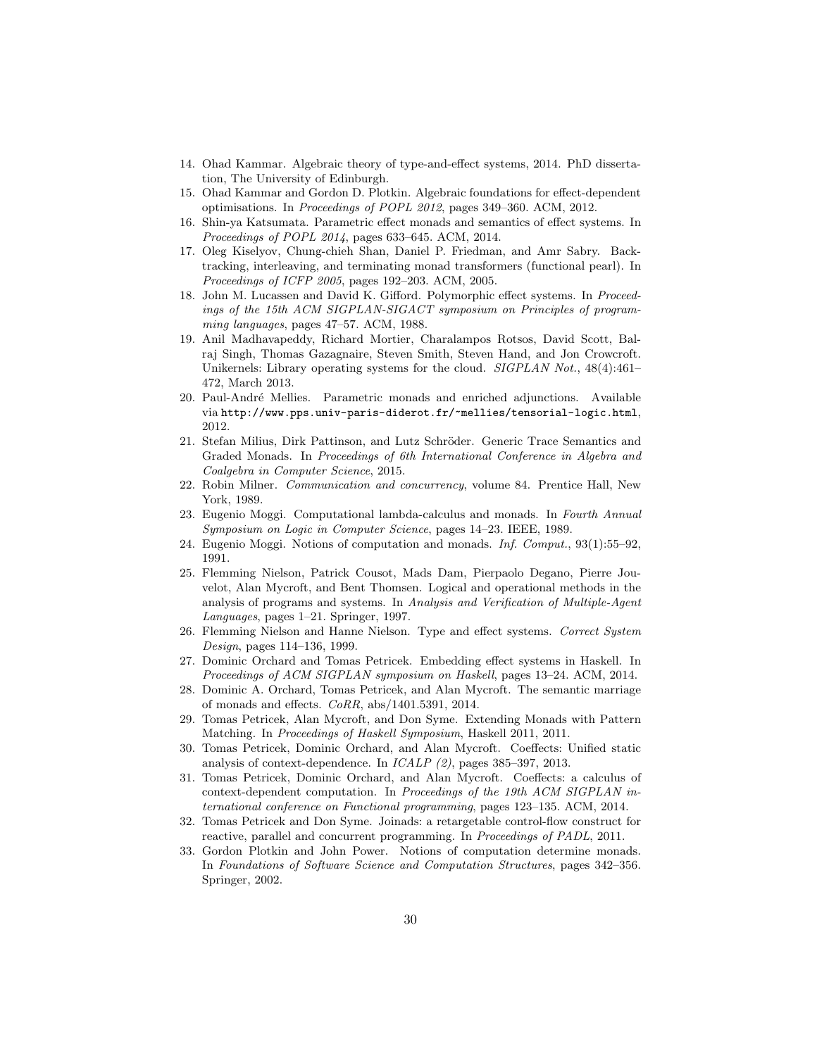14. Ohad Kammar. Algebraic theory of type-and-effect systems, 2014. PhD dissertation, The University of Edinburgh.
15. Ohad Kammar and Gordon D. Plotkin. Algebraic foundations for effect-dependent optimisations. In *Proceedings of POPL 2012*, pages 349–360. ACM, 2012.
16. Shin-ya Katsumata. Parametric effect monads and semantics of effect systems. In *Proceedings of POPL 2014*, pages 633–645. ACM, 2014.
17. Oleg Kiselyov, Chung-chieh Shan, Daniel P. Friedman, and Amr Sabry. Backtracking, interleaving, and terminating monad transformers (functional pearl). In *Proceedings of ICFP 2005*, pages 192–203. ACM, 2005.
18. John M. Lucassen and David K. Gifford. Polymorphic effect systems. In *Proceedings of the 15th ACM SIGPLAN-SIGACT symposium on Principles of programming languages*, pages 47–57. ACM, 1988.
19. Anil Madhavapeddy, Richard Mortier, Charalampos Rotsos, David Scott, Balraj Singh, Thomas Gazagnaire, Steven Smith, Steven Hand, and Jon Crowcroft. Unikernels: Library operating systems for the cloud. *SIGPLAN Not.*, 48(4):461–472, March 2013.
20. Paul-André Mellies. Parametric monads and enriched adjunctions. Available via `http://www.pps.univ-paris-diderot.fr/~mellies/tensorial-logic.html`, 2012.
21. Stefan Milius, Dirk Pattinson, and Lutz Schröder. Generic Trace Semantics and Graded Monads. In *Proceedings of 6th International Conference in Algebra and Coalgebra in Computer Science*, 2015.
22. Robin Milner. *Communication and concurrency*, volume 84. Prentice Hall, New York, 1989.
23. Eugenio Moggi. Computational lambda-calculus and monads. In *Fourth Annual Symposium on Logic in Computer Science*, pages 14–23. IEEE, 1989.
24. Eugenio Moggi. Notions of computation and monads. *Inf. Comput.*, 93(1):55–92, 1991.
25. Flemming Nielson, Patrick Cousot, Mads Dam, Pierpaolo Degano, Pierre Jouvelot, Alan Mycroft, and Bent Thomsen. Logical and operational methods in the analysis of programs and systems. In *Analysis and Verification of Multiple-Agent Languages*, pages 1–21. Springer, 1997.
26. Flemming Nielson and Hanne Nielson. Type and effect systems. *Correct System Design*, pages 114–136, 1999.
27. Dominic Orchard and Tomas Petricek. Embedding effect systems in Haskell. In *Proceedings of ACM SIGPLAN symposium on Haskell*, pages 13–24. ACM, 2014.
28. Dominic A. Orchard, Tomas Petricek, and Alan Mycroft. The semantic marriage of monads and effects. *CoRR*, abs/1401.5391, 2014.
29. Tomas Petricek, Alan Mycroft, and Don Syme. Extending Monads with Pattern Matching. In *Proceedings of Haskell Symposium*, Haskell 2011, 2011.
30. Tomas Petricek, Dominic Orchard, and Alan Mycroft. Coeffects: Unified static analysis of context-dependence. In *ICALP (2)*, pages 385–397, 2013.
31. Tomas Petricek, Dominic Orchard, and Alan Mycroft. Coeffects: a calculus of context-dependent computation. In *Proceedings of the 19th ACM SIGPLAN international conference on Functional programming*, pages 123–135. ACM, 2014.
32. Tomas Petricek and Don Syme. Joinads: a retargetable control-flow construct for reactive, parallel and concurrent programming. In *Proceedings of PADL*, 2011.
33. Gordon Plotkin and John Power. Notions of computation determine monads. In *Foundations of Software Science and Computation Structures*, pages 342–356. Springer, 2002.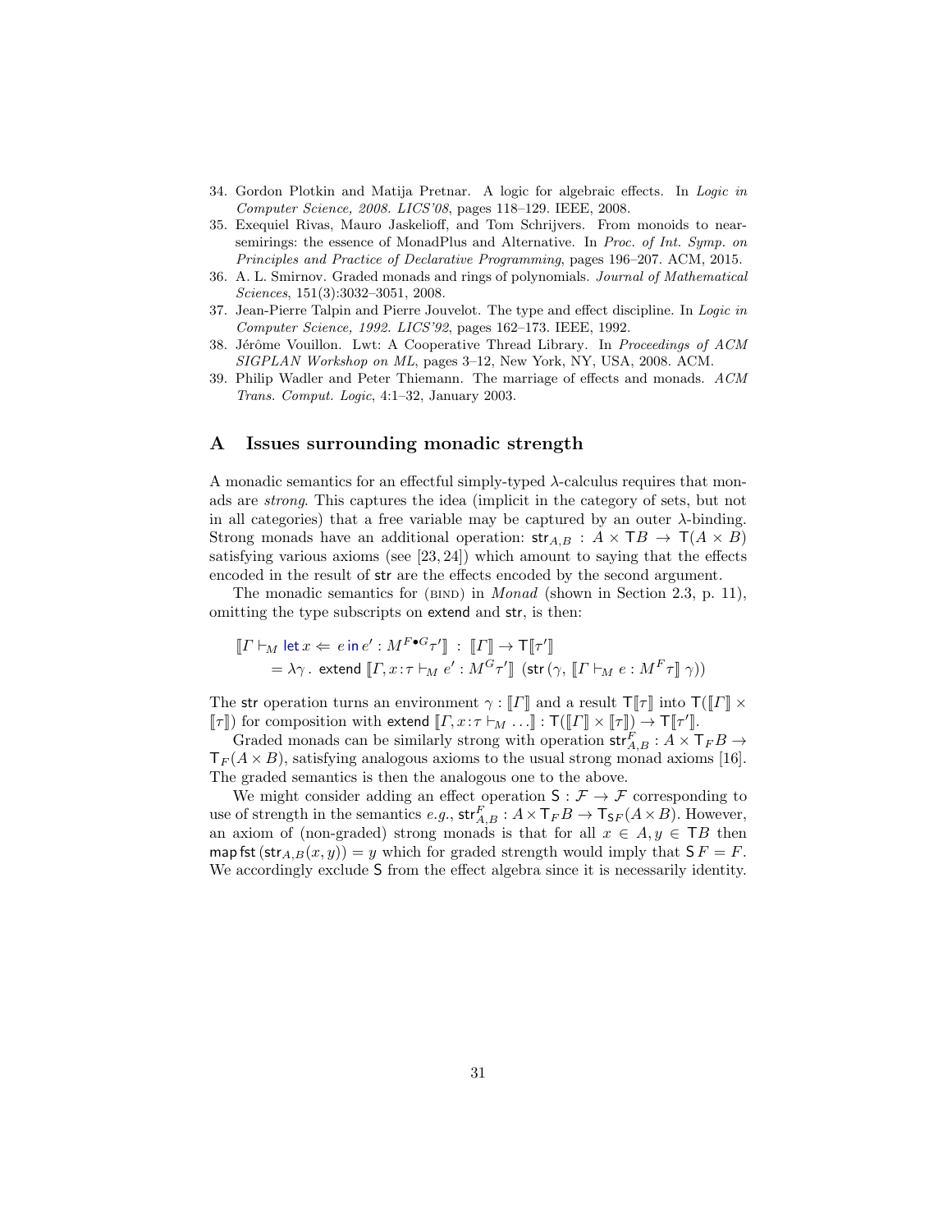34. Gordon Plotkin and Matija Pretnar. A logic for algebraic effects. In *Logic in Computer Science, 2008. LICS'08*, pages 118–129. IEEE, 2008.
35. Exequiel Rivas, Mauro Jaskelioff, and Tom Schrijvers. From monoids to near-semirings: the essence of MonadPlus and Alternative. In *Proc. of Int. Symp. on Principles and Practice of Declarative Programming*, pages 196–207. ACM, 2015.
36. A. L. Smirnov. Graded monads and rings of polynomials. *Journal of Mathematical Sciences*, 151(3):3032–3051, 2008.
37. Jean-Pierre Talpin and Pierre Jouvelot. The type and effect discipline. In *Logic in Computer Science, 1992. LICS'92*, pages 162–173. IEEE, 1992.
38. Jérôme Vouillon. Lwt: A Cooperative Thread Library. In *Proceedings of ACM SIGPLAN Workshop on ML*, pages 3–12, New York, NY, USA, 2008. ACM.
39. Philip Wadler and Peter Thiemann. The marriage of effects and monads. *ACM Trans. Comput. Logic*, 4:1–32, January 2003.

## A Issues surrounding monadic strength

A monadic semantics for an effectful simply-typed λ-calculus requires that monads are *strong*. This captures the idea (implicit in the category of sets, but not in all categories) that a free variable may be captured by an outer λ-binding. Strong monads have an additional operation: $\mathsf{str}_{A,B} : A \times \mathsf{T}B \rightarrow \mathsf{T}(A \times B)$ satisfying various axioms (see [23, 24]) which amount to saying that the effects encoded in the result of str are the effects encoded by the second argument.

The monadic semantics for (BIND) in *Monad* (shown in Section 2.3, p. 11), omitting the type subscripts on extend and str, is then:

$$
\begin{aligned}
&[\![\Gamma \vdash_M \mathsf{let}\, x \Leftarrow\ e\, \mathsf{in}\, e' : M^{F \bullet G}\tau']\!] \ : \ [\![\Gamma]\!] \rightarrow \mathsf{T}[\![\tau']\!] \\
&\qquad = \lambda\gamma\, .\ \mathsf{extend}\ [\![\Gamma, x\!:\!\tau \vdash_M e' : M^G\tau']\!]\ (\mathsf{str}\,(\gamma,\ [\![\Gamma \vdash_M e : M^F\tau]\!]\ \gamma))
\end{aligned}
$$

The str operation turns an environment $\gamma : [\![\Gamma]\!]$ and a result $\mathsf{T}[\![\tau]\!]$ into $\mathsf{T}([\![\Gamma]\!] \times [\![\tau]\!])$ for composition with $\mathsf{extend}\ [\![\Gamma, x\!:\!\tau \vdash_M \ldots]\!] : \mathsf{T}([\![\Gamma]\!] \times [\![\tau]\!]) \rightarrow \mathsf{T}[\![\tau']\!]$.

Graded monads can be similarly strong with operation $\mathsf{str}^F_{A,B} : A \times \mathsf{T}_F B \rightarrow \mathsf{T}_F(A \times B)$, satisfying analogous axioms to the usual strong monad axioms [16]. The graded semantics is then the analogous one to the above.

We might consider adding an effect operation $\mathsf{S} : \mathcal{F} \rightarrow \mathcal{F}$ corresponding to use of strength in the semantics *e.g.*, $\mathsf{str}^F_{A,B} : A \times \mathsf{T}_F B \rightarrow \mathsf{T}_{\mathsf{S}F}(A \times B)$. However, an axiom of (non-graded) strong monads is that for all $x \in A, y \in \mathsf{T}B$ then $\mathsf{map}\,\mathsf{fst}\,(\mathsf{str}_{A,B}(x, y)) = y$ which for graded strength would imply that $\mathsf{S}\,F = F$. We accordingly exclude S from the effect algebra since it is necessarily identity.